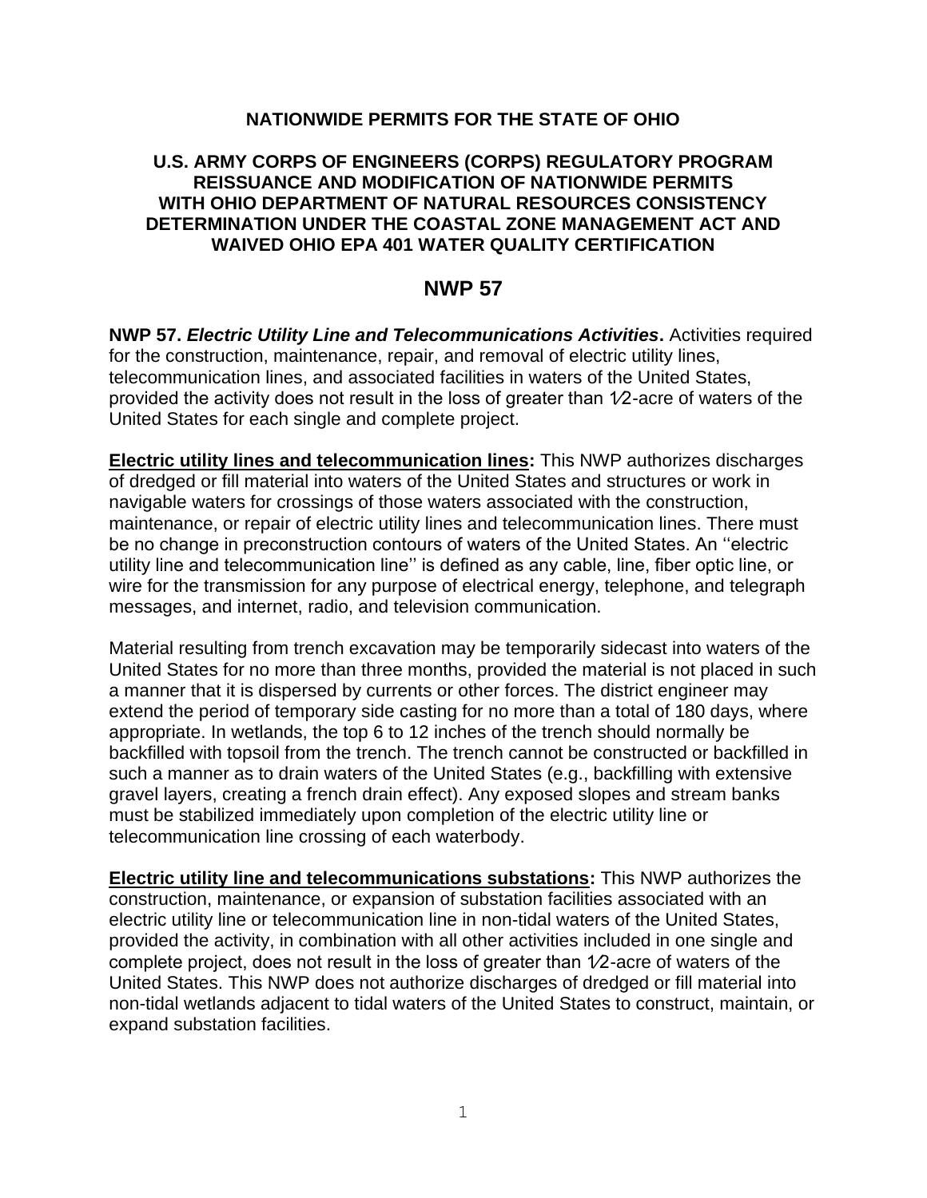**NATIONWIDE PERMITS FOR THE STATE OF OHIO**

**U.S. ARMY CORPS OF ENGINEERS (CORPS) REGULATORY PROGRAM REISSUANCE AND MODIFICATION OF NATIONWIDE PERMITS WITH OHIO DEPARTMENT OF NATURAL RESOURCES CONSISTENCY DETERMINATION UNDER THE COASTAL ZONE MANAGEMENT ACT AND WAIVED OHIO EPA 401 WATER QUALITY CERTIFICATION**

# NWP 57

**NWP 57. *Electric Utility Line and Telecommunications Activities*.** Activities required for the construction, maintenance, repair, and removal of electric utility lines, telecommunication lines, and associated facilities in waters of the United States, provided the activity does not result in the loss of greater than 1⁄2-acre of waters of the United States for each single and complete project.

**Electric utility lines and telecommunication lines:** This NWP authorizes discharges of dredged or fill material into waters of the United States and structures or work in navigable waters for crossings of those waters associated with the construction, maintenance, or repair of electric utility lines and telecommunication lines. There must be no change in preconstruction contours of waters of the United States. An ''electric utility line and telecommunication line'' is defined as any cable, line, fiber optic line, or wire for the transmission for any purpose of electrical energy, telephone, and telegraph messages, and internet, radio, and television communication.

Material resulting from trench excavation may be temporarily sidecast into waters of the United States for no more than three months, provided the material is not placed in such a manner that it is dispersed by currents or other forces. The district engineer may extend the period of temporary side casting for no more than a total of 180 days, where appropriate. In wetlands, the top 6 to 12 inches of the trench should normally be backfilled with topsoil from the trench. The trench cannot be constructed or backfilled in such a manner as to drain waters of the United States (e.g., backfilling with extensive gravel layers, creating a french drain effect). Any exposed slopes and stream banks must be stabilized immediately upon completion of the electric utility line or telecommunication line crossing of each waterbody.

**Electric utility line and telecommunications substations:** This NWP authorizes the construction, maintenance, or expansion of substation facilities associated with an electric utility line or telecommunication line in non-tidal waters of the United States, provided the activity, in combination with all other activities included in one single and complete project, does not result in the loss of greater than 1⁄2-acre of waters of the United States. This NWP does not authorize discharges of dredged or fill material into non-tidal wetlands adjacent to tidal waters of the United States to construct, maintain, or expand substation facilities.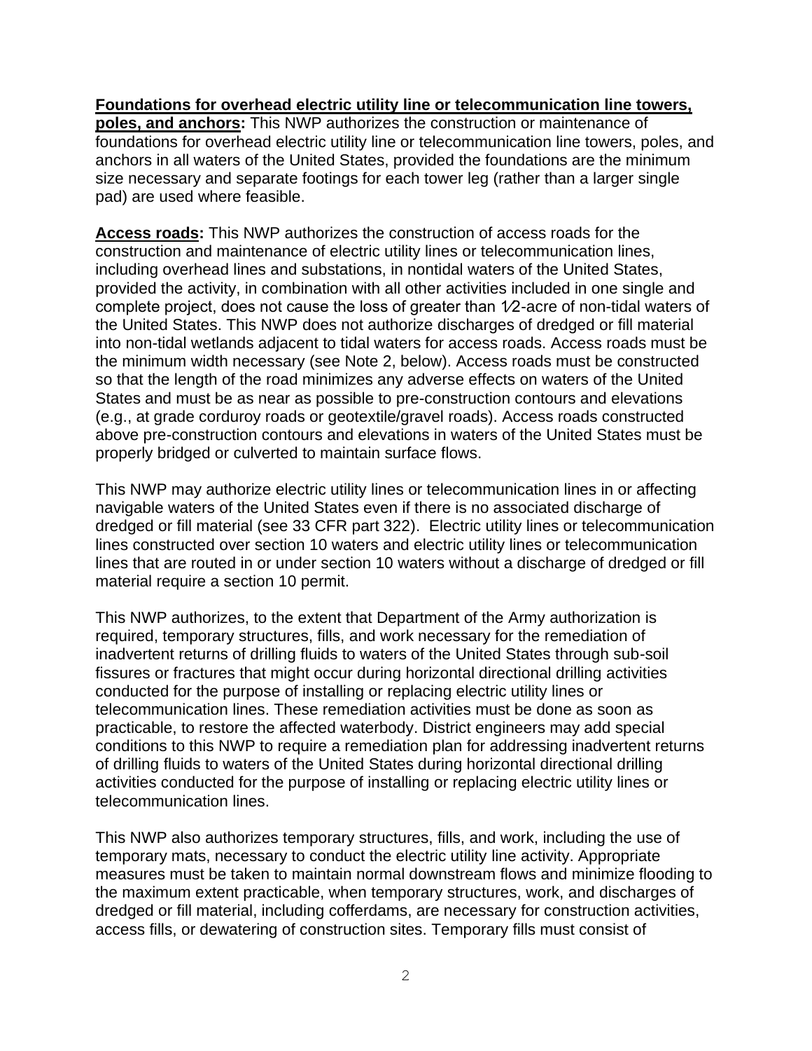**Foundations for overhead electric utility line or telecommunication line towers, poles, and anchors:** This NWP authorizes the construction or maintenance of foundations for overhead electric utility line or telecommunication line towers, poles, and anchors in all waters of the United States, provided the foundations are the minimum size necessary and separate footings for each tower leg (rather than a larger single pad) are used where feasible.

**Access roads:** This NWP authorizes the construction of access roads for the construction and maintenance of electric utility lines or telecommunication lines, including overhead lines and substations, in nontidal waters of the United States, provided the activity, in combination with all other activities included in one single and complete project, does not cause the loss of greater than 1⁄2-acre of non-tidal waters of the United States. This NWP does not authorize discharges of dredged or fill material into non-tidal wetlands adjacent to tidal waters for access roads. Access roads must be the minimum width necessary (see Note 2, below). Access roads must be constructed so that the length of the road minimizes any adverse effects on waters of the United States and must be as near as possible to pre-construction contours and elevations (e.g., at grade corduroy roads or geotextile/gravel roads). Access roads constructed above pre-construction contours and elevations in waters of the United States must be properly bridged or culverted to maintain surface flows.

This NWP may authorize electric utility lines or telecommunication lines in or affecting navigable waters of the United States even if there is no associated discharge of dredged or fill material (see 33 CFR part 322). Electric utility lines or telecommunication lines constructed over section 10 waters and electric utility lines or telecommunication lines that are routed in or under section 10 waters without a discharge of dredged or fill material require a section 10 permit.

This NWP authorizes, to the extent that Department of the Army authorization is required, temporary structures, fills, and work necessary for the remediation of inadvertent returns of drilling fluids to waters of the United States through sub-soil fissures or fractures that might occur during horizontal directional drilling activities conducted for the purpose of installing or replacing electric utility lines or telecommunication lines. These remediation activities must be done as soon as practicable, to restore the affected waterbody. District engineers may add special conditions to this NWP to require a remediation plan for addressing inadvertent returns of drilling fluids to waters of the United States during horizontal directional drilling activities conducted for the purpose of installing or replacing electric utility lines or telecommunication lines.

This NWP also authorizes temporary structures, fills, and work, including the use of temporary mats, necessary to conduct the electric utility line activity. Appropriate measures must be taken to maintain normal downstream flows and minimize flooding to the maximum extent practicable, when temporary structures, work, and discharges of dredged or fill material, including cofferdams, are necessary for construction activities, access fills, or dewatering of construction sites. Temporary fills must consist of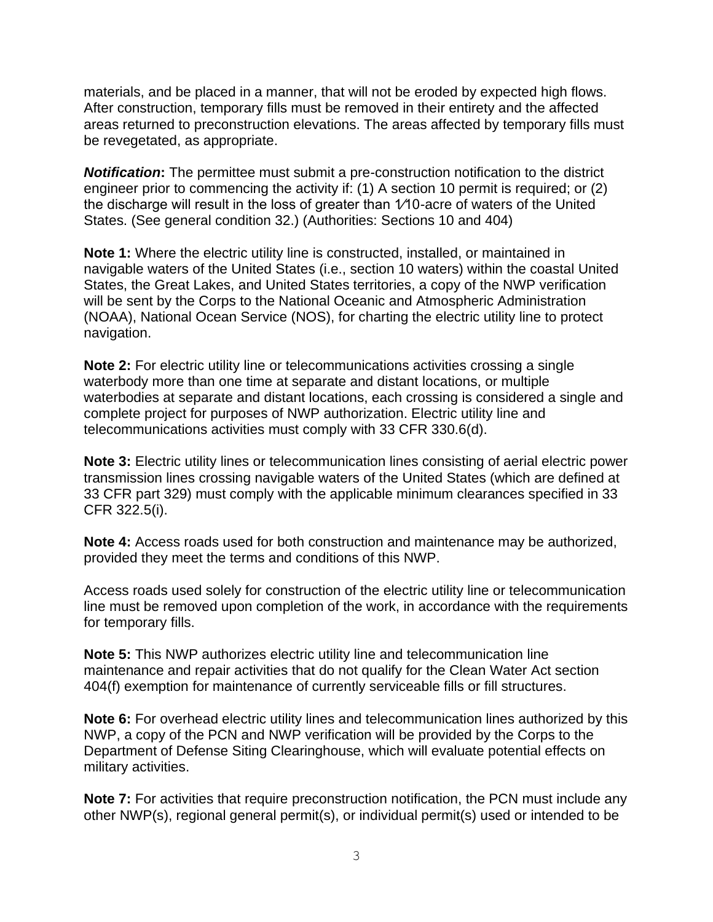materials, and be placed in a manner, that will not be eroded by expected high flows. After construction, temporary fills must be removed in their entirety and the affected areas returned to preconstruction elevations. The areas affected by temporary fills must be revegetated, as appropriate.

***Notification*:** The permittee must submit a pre-construction notification to the district engineer prior to commencing the activity if: (1) A section 10 permit is required; or (2) the discharge will result in the loss of greater than 1⁄10-acre of waters of the United States. (See general condition 32.) (Authorities: Sections 10 and 404)

**Note 1:** Where the electric utility line is constructed, installed, or maintained in navigable waters of the United States (i.e., section 10 waters) within the coastal United States, the Great Lakes, and United States territories, a copy of the NWP verification will be sent by the Corps to the National Oceanic and Atmospheric Administration (NOAA), National Ocean Service (NOS), for charting the electric utility line to protect navigation.

**Note 2:** For electric utility line or telecommunications activities crossing a single waterbody more than one time at separate and distant locations, or multiple waterbodies at separate and distant locations, each crossing is considered a single and complete project for purposes of NWP authorization. Electric utility line and telecommunications activities must comply with 33 CFR 330.6(d).

**Note 3:** Electric utility lines or telecommunication lines consisting of aerial electric power transmission lines crossing navigable waters of the United States (which are defined at 33 CFR part 329) must comply with the applicable minimum clearances specified in 33 CFR 322.5(i).

**Note 4:** Access roads used for both construction and maintenance may be authorized, provided they meet the terms and conditions of this NWP.

Access roads used solely for construction of the electric utility line or telecommunication line must be removed upon completion of the work, in accordance with the requirements for temporary fills.

**Note 5:** This NWP authorizes electric utility line and telecommunication line maintenance and repair activities that do not qualify for the Clean Water Act section 404(f) exemption for maintenance of currently serviceable fills or fill structures.

**Note 6:** For overhead electric utility lines and telecommunication lines authorized by this NWP, a copy of the PCN and NWP verification will be provided by the Corps to the Department of Defense Siting Clearinghouse, which will evaluate potential effects on military activities.

**Note 7:** For activities that require preconstruction notification, the PCN must include any other NWP(s), regional general permit(s), or individual permit(s) used or intended to be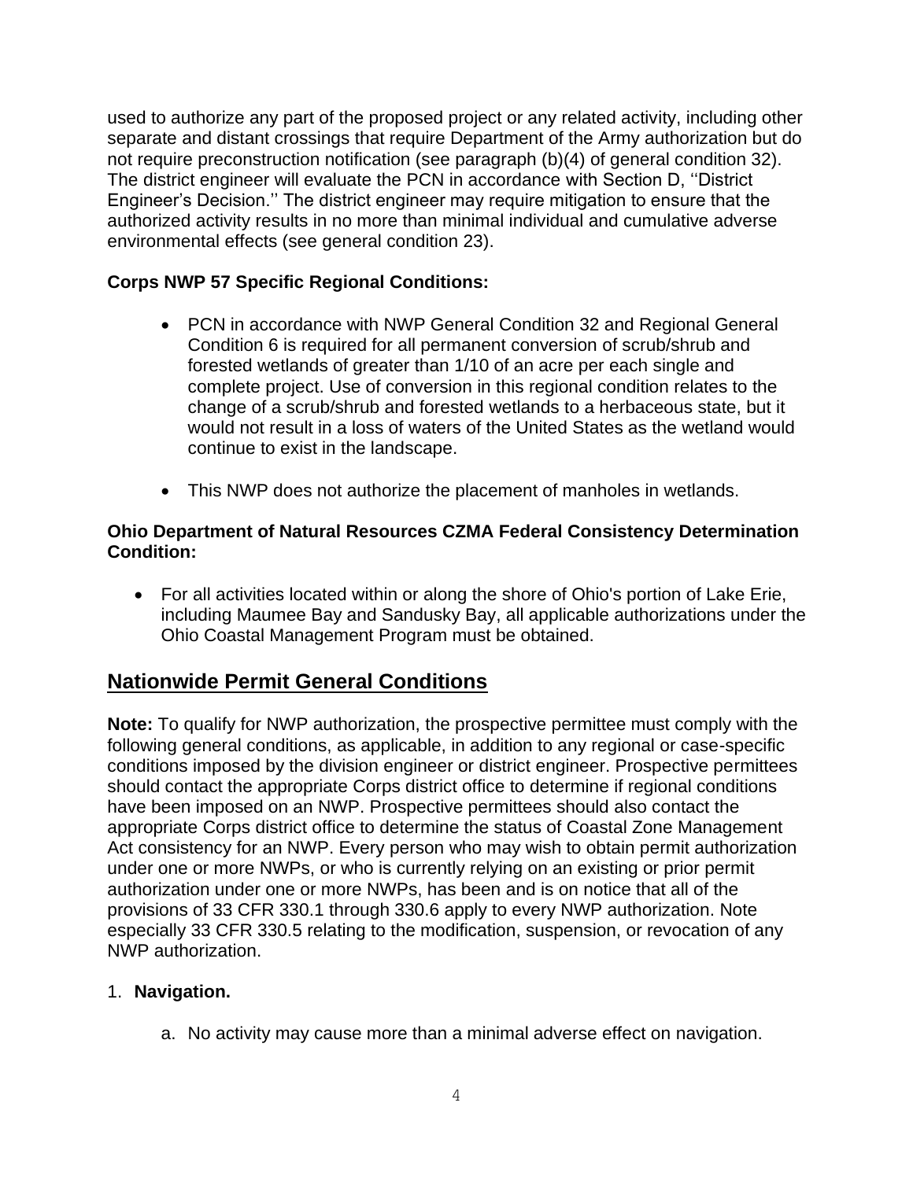used to authorize any part of the proposed project or any related activity, including other separate and distant crossings that require Department of the Army authorization but do not require preconstruction notification (see paragraph (b)(4) of general condition 32). The district engineer will evaluate the PCN in accordance with Section D, ''District Engineer's Decision.'' The district engineer may require mitigation to ensure that the authorized activity results in no more than minimal individual and cumulative adverse environmental effects (see general condition 23).

**Corps NWP 57 Specific Regional Conditions:**

- PCN in accordance with NWP General Condition 32 and Regional General Condition 6 is required for all permanent conversion of scrub/shrub and forested wetlands of greater than 1/10 of an acre per each single and complete project. Use of conversion in this regional condition relates to the change of a scrub/shrub and forested wetlands to a herbaceous state, but it would not result in a loss of waters of the United States as the wetland would continue to exist in the landscape.
- This NWP does not authorize the placement of manholes in wetlands.

**Ohio Department of Natural Resources CZMA Federal Consistency Determination Condition:**

- For all activities located within or along the shore of Ohio's portion of Lake Erie, including Maumee Bay and Sandusky Bay, all applicable authorizations under the Ohio Coastal Management Program must be obtained.

## Nationwide Permit General Conditions

**Note:** To qualify for NWP authorization, the prospective permittee must comply with the following general conditions, as applicable, in addition to any regional or case-specific conditions imposed by the division engineer or district engineer. Prospective permittees should contact the appropriate Corps district office to determine if regional conditions have been imposed on an NWP. Prospective permittees should also contact the appropriate Corps district office to determine the status of Coastal Zone Management Act consistency for an NWP. Every person who may wish to obtain permit authorization under one or more NWPs, or who is currently relying on an existing or prior permit authorization under one or more NWPs, has been and is on notice that all of the provisions of 33 CFR 330.1 through 330.6 apply to every NWP authorization. Note especially 33 CFR 330.5 relating to the modification, suspension, or revocation of any NWP authorization.

1. **Navigation.**

   a. No activity may cause more than a minimal adverse effect on navigation.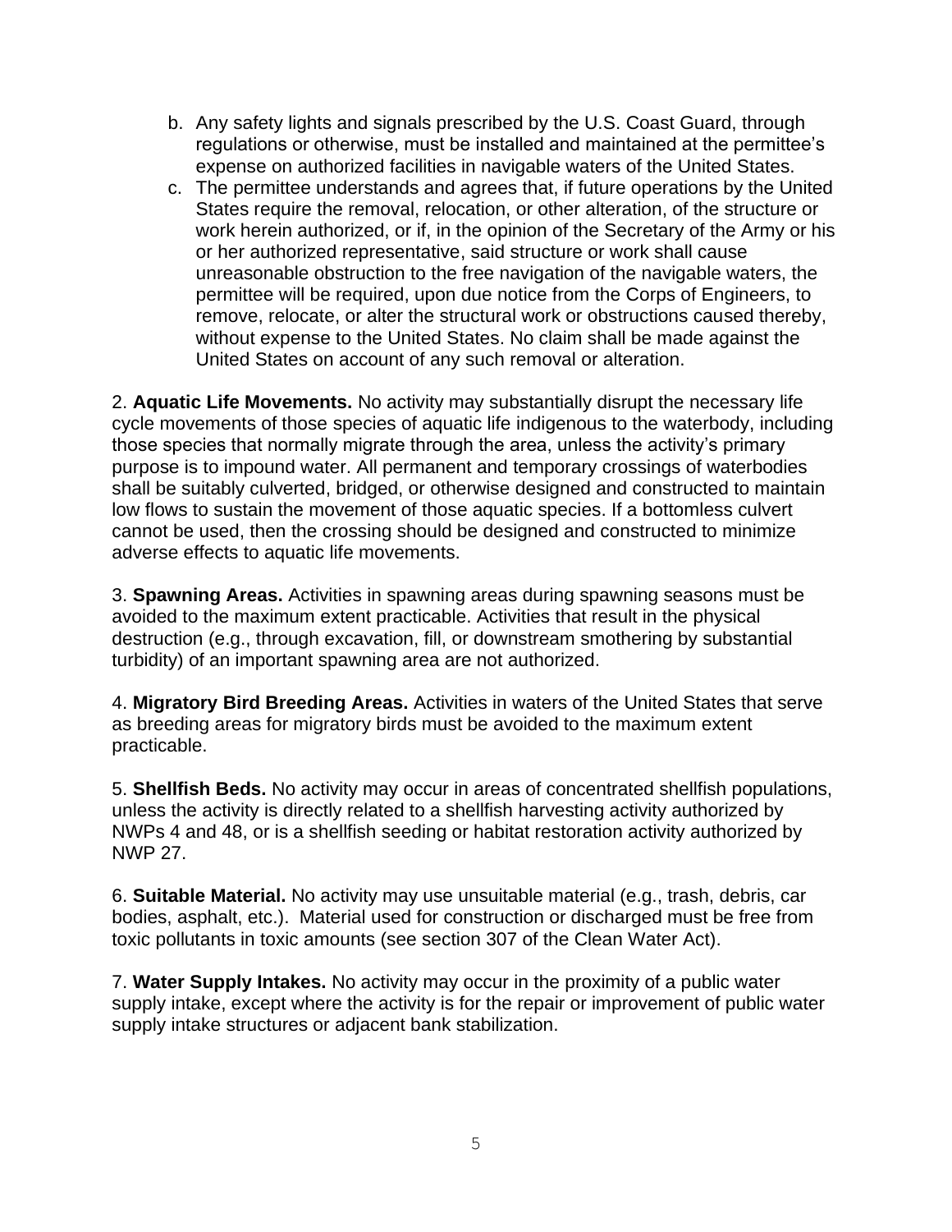b. Any safety lights and signals prescribed by the U.S. Coast Guard, through regulations or otherwise, must be installed and maintained at the permittee's expense on authorized facilities in navigable waters of the United States.
c. The permittee understands and agrees that, if future operations by the United States require the removal, relocation, or other alteration, of the structure or work herein authorized, or if, in the opinion of the Secretary of the Army or his or her authorized representative, said structure or work shall cause unreasonable obstruction to the free navigation of the navigable waters, the permittee will be required, upon due notice from the Corps of Engineers, to remove, relocate, or alter the structural work or obstructions caused thereby, without expense to the United States. No claim shall be made against the United States on account of any such removal or alteration.

2. **Aquatic Life Movements.** No activity may substantially disrupt the necessary life cycle movements of those species of aquatic life indigenous to the waterbody, including those species that normally migrate through the area, unless the activity's primary purpose is to impound water. All permanent and temporary crossings of waterbodies shall be suitably culverted, bridged, or otherwise designed and constructed to maintain low flows to sustain the movement of those aquatic species. If a bottomless culvert cannot be used, then the crossing should be designed and constructed to minimize adverse effects to aquatic life movements.

3. **Spawning Areas.** Activities in spawning areas during spawning seasons must be avoided to the maximum extent practicable. Activities that result in the physical destruction (e.g., through excavation, fill, or downstream smothering by substantial turbidity) of an important spawning area are not authorized.

4. **Migratory Bird Breeding Areas.** Activities in waters of the United States that serve as breeding areas for migratory birds must be avoided to the maximum extent practicable.

5. **Shellfish Beds.** No activity may occur in areas of concentrated shellfish populations, unless the activity is directly related to a shellfish harvesting activity authorized by NWPs 4 and 48, or is a shellfish seeding or habitat restoration activity authorized by NWP 27.

6. **Suitable Material.** No activity may use unsuitable material (e.g., trash, debris, car bodies, asphalt, etc.). Material used for construction or discharged must be free from toxic pollutants in toxic amounts (see section 307 of the Clean Water Act).

7. **Water Supply Intakes.** No activity may occur in the proximity of a public water supply intake, except where the activity is for the repair or improvement of public water supply intake structures or adjacent bank stabilization.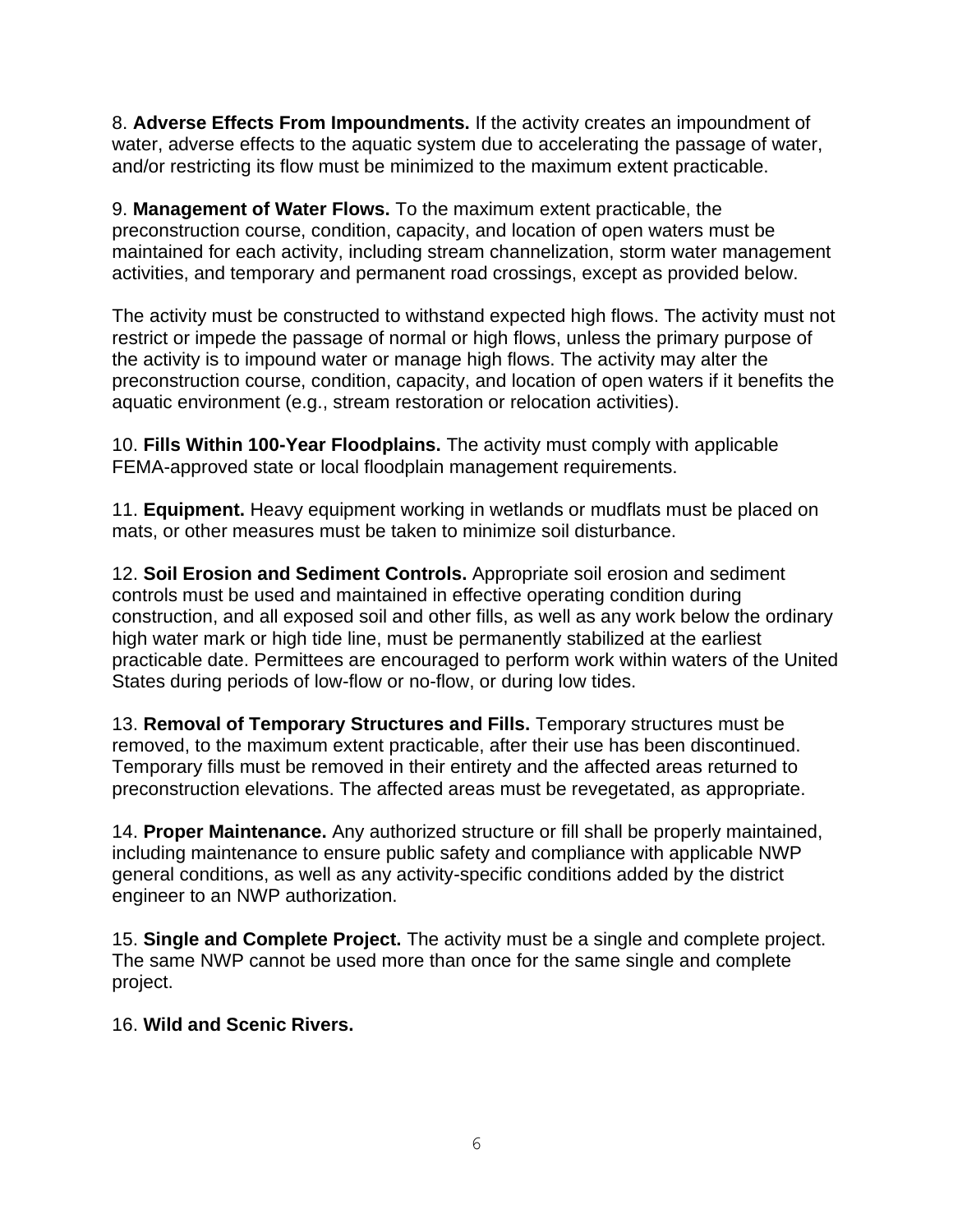8. **Adverse Effects From Impoundments.** If the activity creates an impoundment of water, adverse effects to the aquatic system due to accelerating the passage of water, and/or restricting its flow must be minimized to the maximum extent practicable.

9. **Management of Water Flows.** To the maximum extent practicable, the preconstruction course, condition, capacity, and location of open waters must be maintained for each activity, including stream channelization, storm water management activities, and temporary and permanent road crossings, except as provided below.

The activity must be constructed to withstand expected high flows. The activity must not restrict or impede the passage of normal or high flows, unless the primary purpose of the activity is to impound water or manage high flows. The activity may alter the preconstruction course, condition, capacity, and location of open waters if it benefits the aquatic environment (e.g., stream restoration or relocation activities).

10. **Fills Within 100-Year Floodplains.** The activity must comply with applicable FEMA-approved state or local floodplain management requirements.

11. **Equipment.** Heavy equipment working in wetlands or mudflats must be placed on mats, or other measures must be taken to minimize soil disturbance.

12. **Soil Erosion and Sediment Controls.** Appropriate soil erosion and sediment controls must be used and maintained in effective operating condition during construction, and all exposed soil and other fills, as well as any work below the ordinary high water mark or high tide line, must be permanently stabilized at the earliest practicable date. Permittees are encouraged to perform work within waters of the United States during periods of low-flow or no-flow, or during low tides.

13. **Removal of Temporary Structures and Fills.** Temporary structures must be removed, to the maximum extent practicable, after their use has been discontinued. Temporary fills must be removed in their entirety and the affected areas returned to preconstruction elevations. The affected areas must be revegetated, as appropriate.

14. **Proper Maintenance.** Any authorized structure or fill shall be properly maintained, including maintenance to ensure public safety and compliance with applicable NWP general conditions, as well as any activity-specific conditions added by the district engineer to an NWP authorization.

15. **Single and Complete Project.** The activity must be a single and complete project. The same NWP cannot be used more than once for the same single and complete project.

16. **Wild and Scenic Rivers.**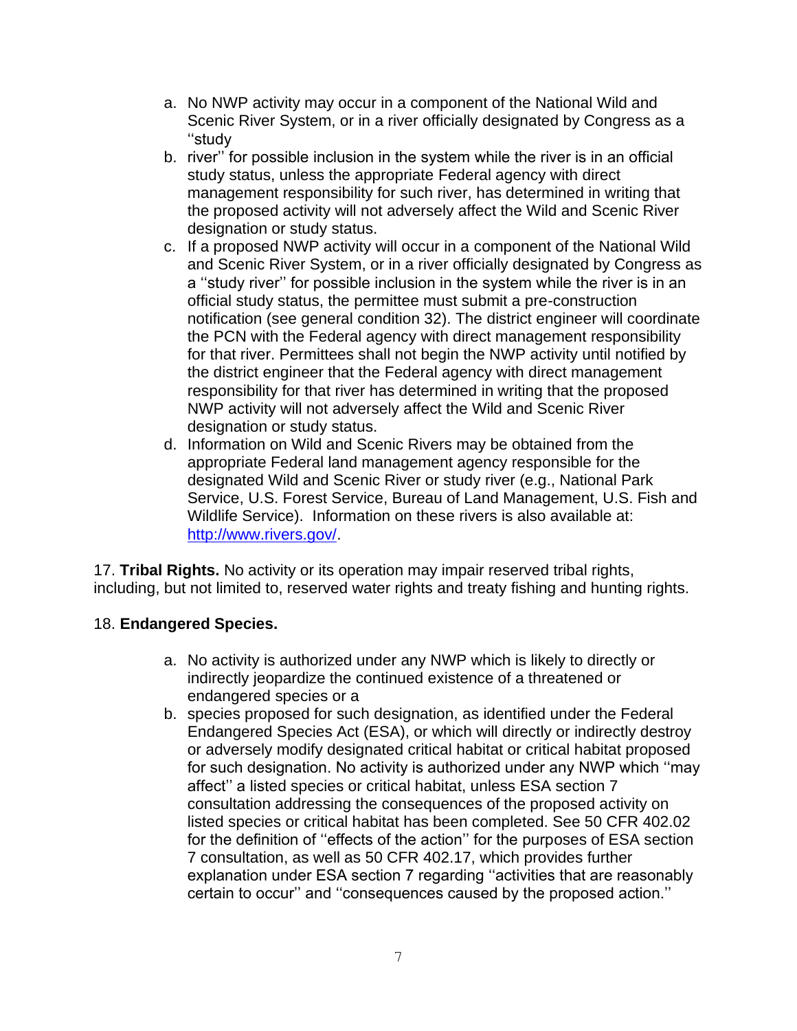a. No NWP activity may occur in a component of the National Wild and Scenic River System, or in a river officially designated by Congress as a ''study
b. river'' for possible inclusion in the system while the river is in an official study status, unless the appropriate Federal agency with direct management responsibility for such river, has determined in writing that the proposed activity will not adversely affect the Wild and Scenic River designation or study status.
c. If a proposed NWP activity will occur in a component of the National Wild and Scenic River System, or in a river officially designated by Congress as a ''study river'' for possible inclusion in the system while the river is in an official study status, the permittee must submit a pre-construction notification (see general condition 32). The district engineer will coordinate the PCN with the Federal agency with direct management responsibility for that river. Permittees shall not begin the NWP activity until notified by the district engineer that the Federal agency with direct management responsibility for that river has determined in writing that the proposed NWP activity will not adversely affect the Wild and Scenic River designation or study status.
d. Information on Wild and Scenic Rivers may be obtained from the appropriate Federal land management agency responsible for the designated Wild and Scenic River or study river (e.g., National Park Service, U.S. Forest Service, Bureau of Land Management, U.S. Fish and Wildlife Service). Information on these rivers is also available at: [http://www.rivers.gov/](http://www.rivers.gov/).

17. **Tribal Rights.** No activity or its operation may impair reserved tribal rights, including, but not limited to, reserved water rights and treaty fishing and hunting rights.

18. **Endangered Species.**

a. No activity is authorized under any NWP which is likely to directly or indirectly jeopardize the continued existence of a threatened or endangered species or a
b. species proposed for such designation, as identified under the Federal Endangered Species Act (ESA), or which will directly or indirectly destroy or adversely modify designated critical habitat or critical habitat proposed for such designation. No activity is authorized under any NWP which ''may affect'' a listed species or critical habitat, unless ESA section 7 consultation addressing the consequences of the proposed activity on listed species or critical habitat has been completed. See 50 CFR 402.02 for the definition of ''effects of the action'' for the purposes of ESA section 7 consultation, as well as 50 CFR 402.17, which provides further explanation under ESA section 7 regarding ''activities that are reasonably certain to occur'' and ''consequences caused by the proposed action.''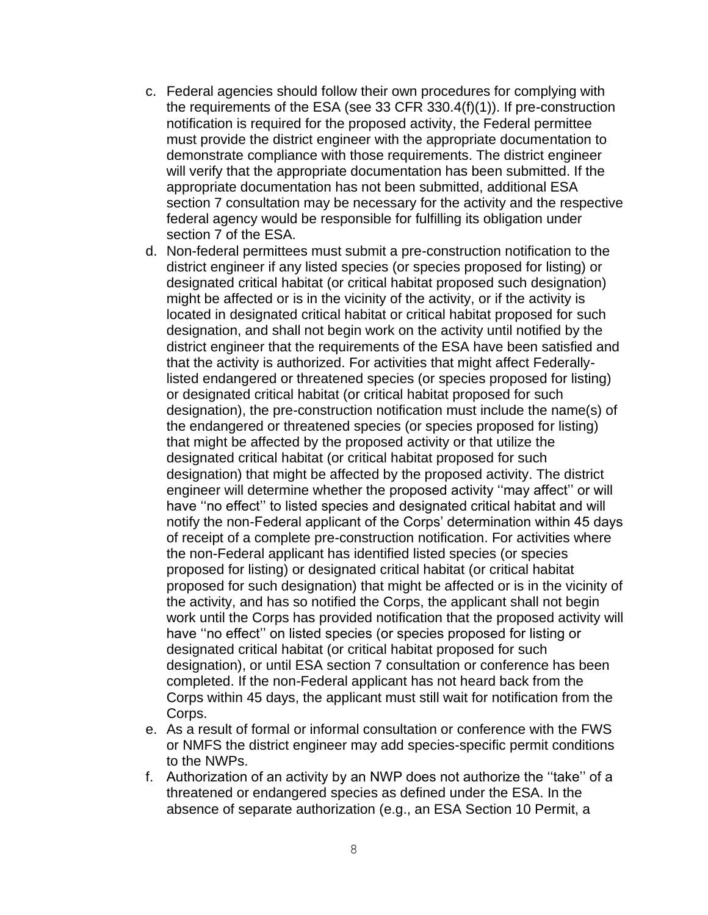c. Federal agencies should follow their own procedures for complying with the requirements of the ESA (see 33 CFR 330.4(f)(1)). If pre-construction notification is required for the proposed activity, the Federal permittee must provide the district engineer with the appropriate documentation to demonstrate compliance with those requirements. The district engineer will verify that the appropriate documentation has been submitted. If the appropriate documentation has not been submitted, additional ESA section 7 consultation may be necessary for the activity and the respective federal agency would be responsible for fulfilling its obligation under section 7 of the ESA.

d. Non-federal permittees must submit a pre-construction notification to the district engineer if any listed species (or species proposed for listing) or designated critical habitat (or critical habitat proposed such designation) might be affected or is in the vicinity of the activity, or if the activity is located in designated critical habitat or critical habitat proposed for such designation, and shall not begin work on the activity until notified by the district engineer that the requirements of the ESA have been satisfied and that the activity is authorized. For activities that might affect Federally-listed endangered or threatened species (or species proposed for listing) or designated critical habitat (or critical habitat proposed for such designation), the pre-construction notification must include the name(s) of the endangered or threatened species (or species proposed for listing) that might be affected by the proposed activity or that utilize the designated critical habitat (or critical habitat proposed for such designation) that might be affected by the proposed activity. The district engineer will determine whether the proposed activity ''may affect'' or will have ''no effect'' to listed species and designated critical habitat and will notify the non-Federal applicant of the Corps' determination within 45 days of receipt of a complete pre-construction notification. For activities where the non-Federal applicant has identified listed species (or species proposed for listing) or designated critical habitat (or critical habitat proposed for such designation) that might be affected or is in the vicinity of the activity, and has so notified the Corps, the applicant shall not begin work until the Corps has provided notification that the proposed activity will have ''no effect'' on listed species (or species proposed for listing or designated critical habitat (or critical habitat proposed for such designation), or until ESA section 7 consultation or conference has been completed. If the non-Federal applicant has not heard back from the Corps within 45 days, the applicant must still wait for notification from the Corps.

e. As a result of formal or informal consultation or conference with the FWS or NMFS the district engineer may add species-specific permit conditions to the NWPs.

f. Authorization of an activity by an NWP does not authorize the ''take'' of a threatened or endangered species as defined under the ESA. In the absence of separate authorization (e.g., an ESA Section 10 Permit, a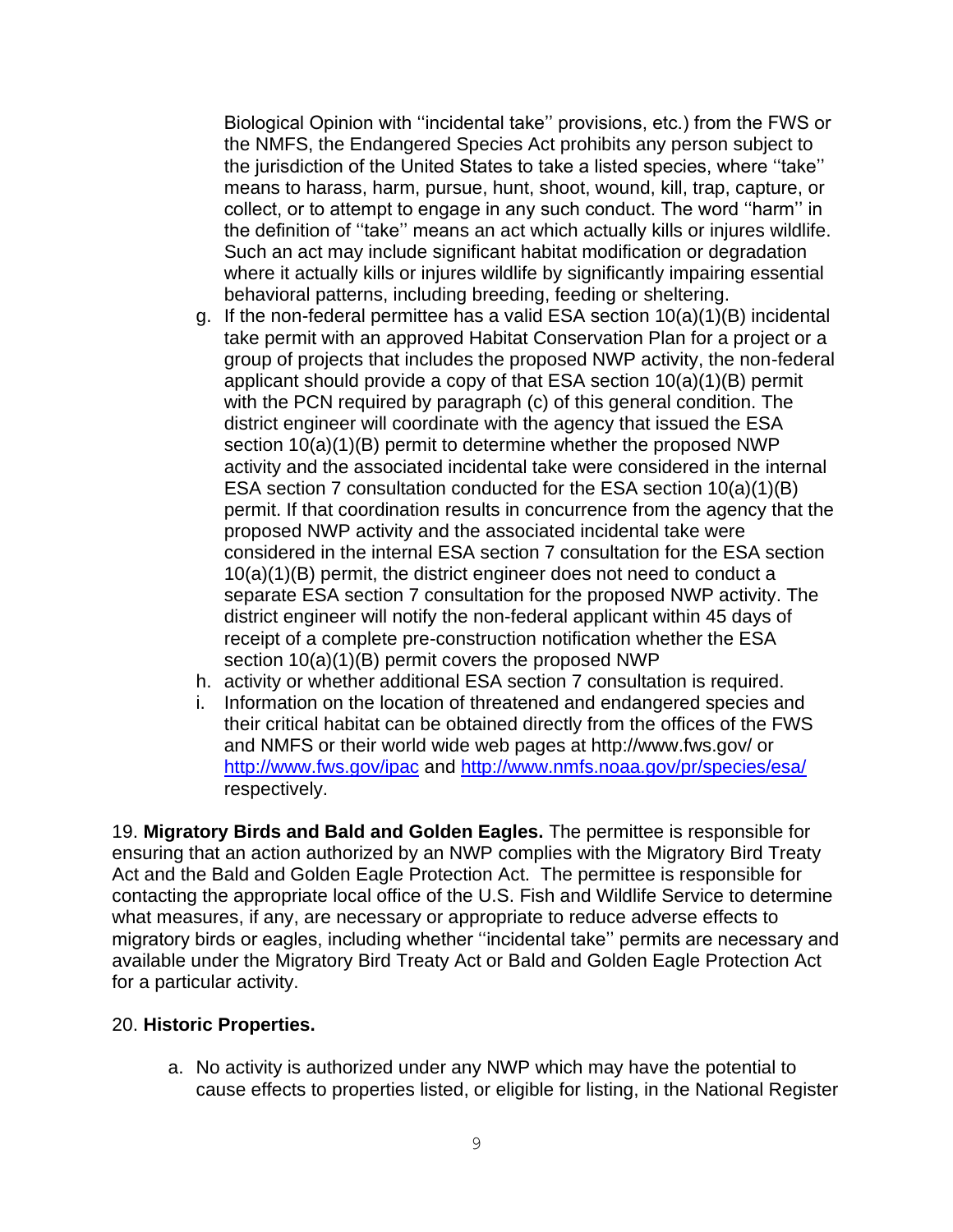Biological Opinion with ''incidental take'' provisions, etc.) from the FWS or the NMFS, the Endangered Species Act prohibits any person subject to the jurisdiction of the United States to take a listed species, where ''take'' means to harass, harm, pursue, hunt, shoot, wound, kill, trap, capture, or collect, or to attempt to engage in any such conduct. The word ''harm'' in the definition of ''take'' means an act which actually kills or injures wildlife. Such an act may include significant habitat modification or degradation where it actually kills or injures wildlife by significantly impairing essential behavioral patterns, including breeding, feeding or sheltering.

g. If the non-federal permittee has a valid ESA section 10(a)(1)(B) incidental take permit with an approved Habitat Conservation Plan for a project or a group of projects that includes the proposed NWP activity, the non-federal applicant should provide a copy of that ESA section 10(a)(1)(B) permit with the PCN required by paragraph (c) of this general condition. The district engineer will coordinate with the agency that issued the ESA section 10(a)(1)(B) permit to determine whether the proposed NWP activity and the associated incidental take were considered in the internal ESA section 7 consultation conducted for the ESA section 10(a)(1)(B) permit. If that coordination results in concurrence from the agency that the proposed NWP activity and the associated incidental take were considered in the internal ESA section 7 consultation for the ESA section 10(a)(1)(B) permit, the district engineer does not need to conduct a separate ESA section 7 consultation for the proposed NWP activity. The district engineer will notify the non-federal applicant within 45 days of receipt of a complete pre-construction notification whether the ESA section 10(a)(1)(B) permit covers the proposed NWP
h. activity or whether additional ESA section 7 consultation is required.
i. Information on the location of threatened and endangered species and their critical habitat can be obtained directly from the offices of the FWS and NMFS or their world wide web pages at http://www.fws.gov/ or http://www.fws.gov/ipac and http://www.nmfs.noaa.gov/pr/species/esa/ respectively.

19. **Migratory Birds and Bald and Golden Eagles.** The permittee is responsible for ensuring that an action authorized by an NWP complies with the Migratory Bird Treaty Act and the Bald and Golden Eagle Protection Act. The permittee is responsible for contacting the appropriate local office of the U.S. Fish and Wildlife Service to determine what measures, if any, are necessary or appropriate to reduce adverse effects to migratory birds or eagles, including whether ''incidental take'' permits are necessary and available under the Migratory Bird Treaty Act or Bald and Golden Eagle Protection Act for a particular activity.

20. **Historic Properties.**

a. No activity is authorized under any NWP which may have the potential to cause effects to properties listed, or eligible for listing, in the National Register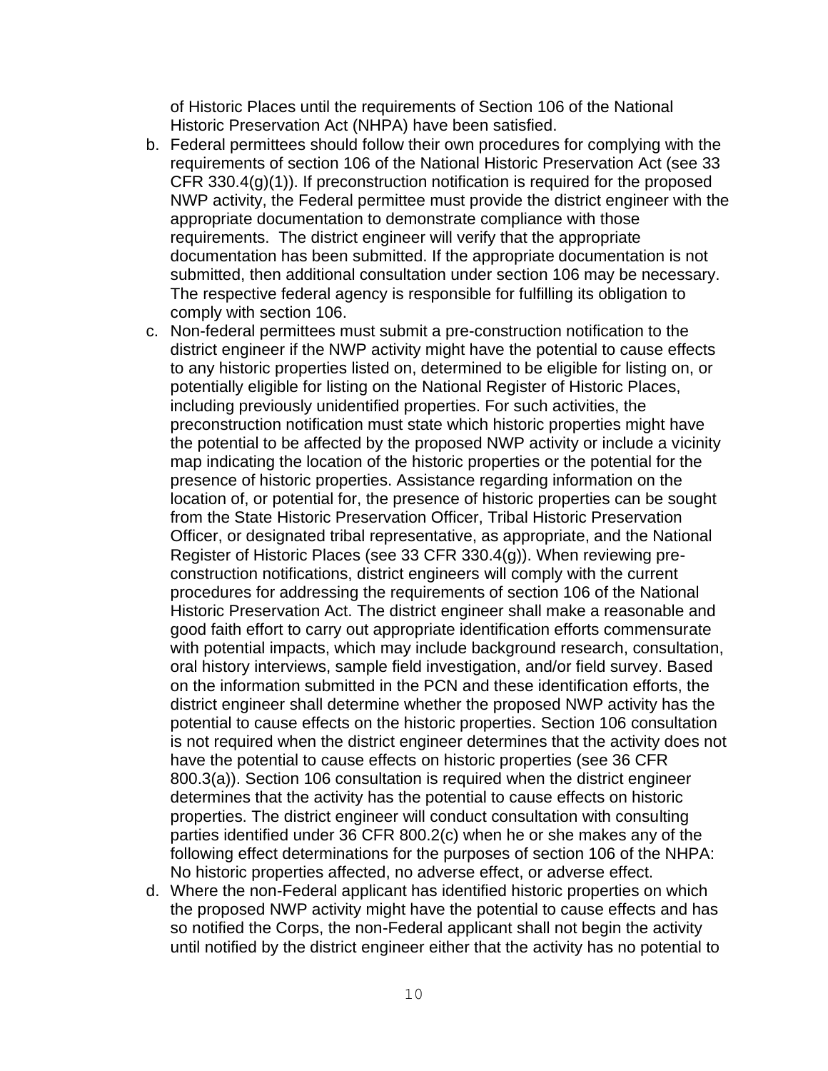of Historic Places until the requirements of Section 106 of the National Historic Preservation Act (NHPA) have been satisfied.

b. Federal permittees should follow their own procedures for complying with the requirements of section 106 of the National Historic Preservation Act (see 33 CFR 330.4(g)(1)). If preconstruction notification is required for the proposed NWP activity, the Federal permittee must provide the district engineer with the appropriate documentation to demonstrate compliance with those requirements. The district engineer will verify that the appropriate documentation has been submitted. If the appropriate documentation is not submitted, then additional consultation under section 106 may be necessary. The respective federal agency is responsible for fulfilling its obligation to comply with section 106.

c. Non-federal permittees must submit a pre-construction notification to the district engineer if the NWP activity might have the potential to cause effects to any historic properties listed on, determined to be eligible for listing on, or potentially eligible for listing on the National Register of Historic Places, including previously unidentified properties. For such activities, the preconstruction notification must state which historic properties might have the potential to be affected by the proposed NWP activity or include a vicinity map indicating the location of the historic properties or the potential for the presence of historic properties. Assistance regarding information on the location of, or potential for, the presence of historic properties can be sought from the State Historic Preservation Officer, Tribal Historic Preservation Officer, or designated tribal representative, as appropriate, and the National Register of Historic Places (see 33 CFR 330.4(g)). When reviewing pre-construction notifications, district engineers will comply with the current procedures for addressing the requirements of section 106 of the National Historic Preservation Act. The district engineer shall make a reasonable and good faith effort to carry out appropriate identification efforts commensurate with potential impacts, which may include background research, consultation, oral history interviews, sample field investigation, and/or field survey. Based on the information submitted in the PCN and these identification efforts, the district engineer shall determine whether the proposed NWP activity has the potential to cause effects on the historic properties. Section 106 consultation is not required when the district engineer determines that the activity does not have the potential to cause effects on historic properties (see 36 CFR 800.3(a)). Section 106 consultation is required when the district engineer determines that the activity has the potential to cause effects on historic properties. The district engineer will conduct consultation with consulting parties identified under 36 CFR 800.2(c) when he or she makes any of the following effect determinations for the purposes of section 106 of the NHPA: No historic properties affected, no adverse effect, or adverse effect.

d. Where the non-Federal applicant has identified historic properties on which the proposed NWP activity might have the potential to cause effects and has so notified the Corps, the non-Federal applicant shall not begin the activity until notified by the district engineer either that the activity has no potential to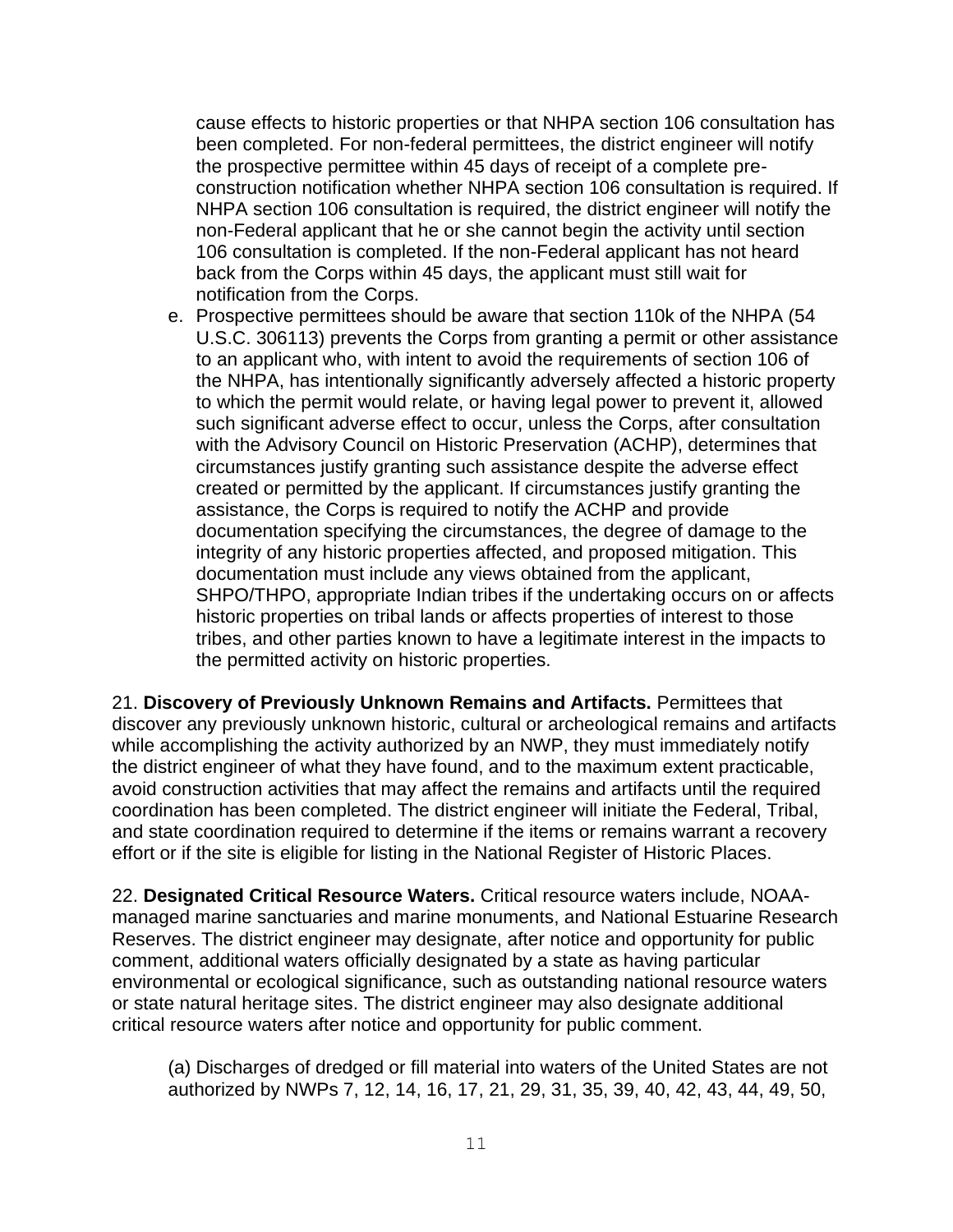cause effects to historic properties or that NHPA section 106 consultation has been completed. For non-federal permittees, the district engineer will notify the prospective permittee within 45 days of receipt of a complete pre-construction notification whether NHPA section 106 consultation is required. If NHPA section 106 consultation is required, the district engineer will notify the non-Federal applicant that he or she cannot begin the activity until section 106 consultation is completed. If the non-Federal applicant has not heard back from the Corps within 45 days, the applicant must still wait for notification from the Corps.

e. Prospective permittees should be aware that section 110k of the NHPA (54 U.S.C. 306113) prevents the Corps from granting a permit or other assistance to an applicant who, with intent to avoid the requirements of section 106 of the NHPA, has intentionally significantly adversely affected a historic property to which the permit would relate, or having legal power to prevent it, allowed such significant adverse effect to occur, unless the Corps, after consultation with the Advisory Council on Historic Preservation (ACHP), determines that circumstances justify granting such assistance despite the adverse effect created or permitted by the applicant. If circumstances justify granting the assistance, the Corps is required to notify the ACHP and provide documentation specifying the circumstances, the degree of damage to the integrity of any historic properties affected, and proposed mitigation. This documentation must include any views obtained from the applicant, SHPO/THPO, appropriate Indian tribes if the undertaking occurs on or affects historic properties on tribal lands or affects properties of interest to those tribes, and other parties known to have a legitimate interest in the impacts to the permitted activity on historic properties.

21. **Discovery of Previously Unknown Remains and Artifacts.** Permittees that discover any previously unknown historic, cultural or archeological remains and artifacts while accomplishing the activity authorized by an NWP, they must immediately notify the district engineer of what they have found, and to the maximum extent practicable, avoid construction activities that may affect the remains and artifacts until the required coordination has been completed. The district engineer will initiate the Federal, Tribal, and state coordination required to determine if the items or remains warrant a recovery effort or if the site is eligible for listing in the National Register of Historic Places.

22. **Designated Critical Resource Waters.** Critical resource waters include, NOAA-managed marine sanctuaries and marine monuments, and National Estuarine Research Reserves. The district engineer may designate, after notice and opportunity for public comment, additional waters officially designated by a state as having particular environmental or ecological significance, such as outstanding national resource waters or state natural heritage sites. The district engineer may also designate additional critical resource waters after notice and opportunity for public comment.

(a) Discharges of dredged or fill material into waters of the United States are not authorized by NWPs 7, 12, 14, 16, 17, 21, 29, 31, 35, 39, 40, 42, 43, 44, 49, 50,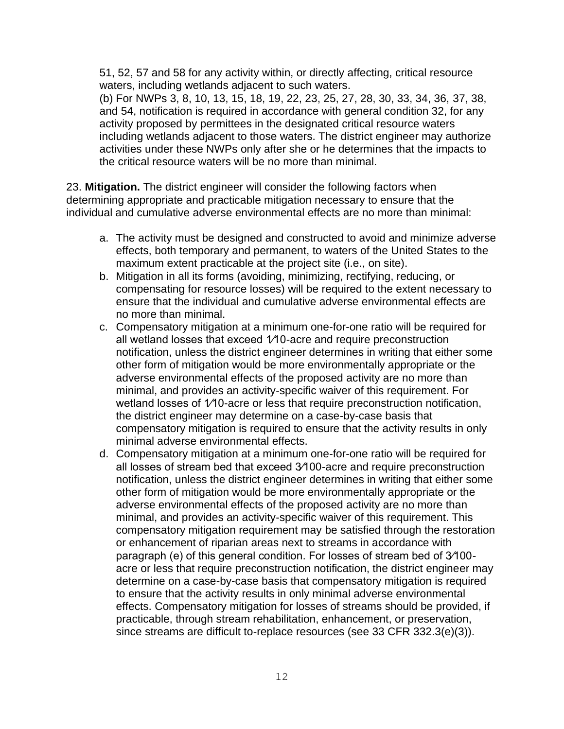51, 52, 57 and 58 for any activity within, or directly affecting, critical resource waters, including wetlands adjacent to such waters.

(b) For NWPs 3, 8, 10, 13, 15, 18, 19, 22, 23, 25, 27, 28, 30, 33, 34, 36, 37, 38, and 54, notification is required in accordance with general condition 32, for any activity proposed by permittees in the designated critical resource waters including wetlands adjacent to those waters. The district engineer may authorize activities under these NWPs only after she or he determines that the impacts to the critical resource waters will be no more than minimal.

23. **Mitigation.** The district engineer will consider the following factors when determining appropriate and practicable mitigation necessary to ensure that the individual and cumulative adverse environmental effects are no more than minimal:

a. The activity must be designed and constructed to avoid and minimize adverse effects, both temporary and permanent, to waters of the United States to the maximum extent practicable at the project site (i.e., on site).
b. Mitigation in all its forms (avoiding, minimizing, rectifying, reducing, or compensating for resource losses) will be required to the extent necessary to ensure that the individual and cumulative adverse environmental effects are no more than minimal.
c. Compensatory mitigation at a minimum one-for-one ratio will be required for all wetland losses that exceed 1⁄10-acre and require preconstruction notification, unless the district engineer determines in writing that either some other form of mitigation would be more environmentally appropriate or the adverse environmental effects of the proposed activity are no more than minimal, and provides an activity-specific waiver of this requirement. For wetland losses of 1⁄10-acre or less that require preconstruction notification, the district engineer may determine on a case-by-case basis that compensatory mitigation is required to ensure that the activity results in only minimal adverse environmental effects.
d. Compensatory mitigation at a minimum one-for-one ratio will be required for all losses of stream bed that exceed 3⁄100-acre and require preconstruction notification, unless the district engineer determines in writing that either some other form of mitigation would be more environmentally appropriate or the adverse environmental effects of the proposed activity are no more than minimal, and provides an activity-specific waiver of this requirement. This compensatory mitigation requirement may be satisfied through the restoration or enhancement of riparian areas next to streams in accordance with paragraph (e) of this general condition. For losses of stream bed of 3⁄100-acre or less that require preconstruction notification, the district engineer may determine on a case-by-case basis that compensatory mitigation is required to ensure that the activity results in only minimal adverse environmental effects. Compensatory mitigation for losses of streams should be provided, if practicable, through stream rehabilitation, enhancement, or preservation, since streams are difficult to-replace resources (see 33 CFR 332.3(e)(3)).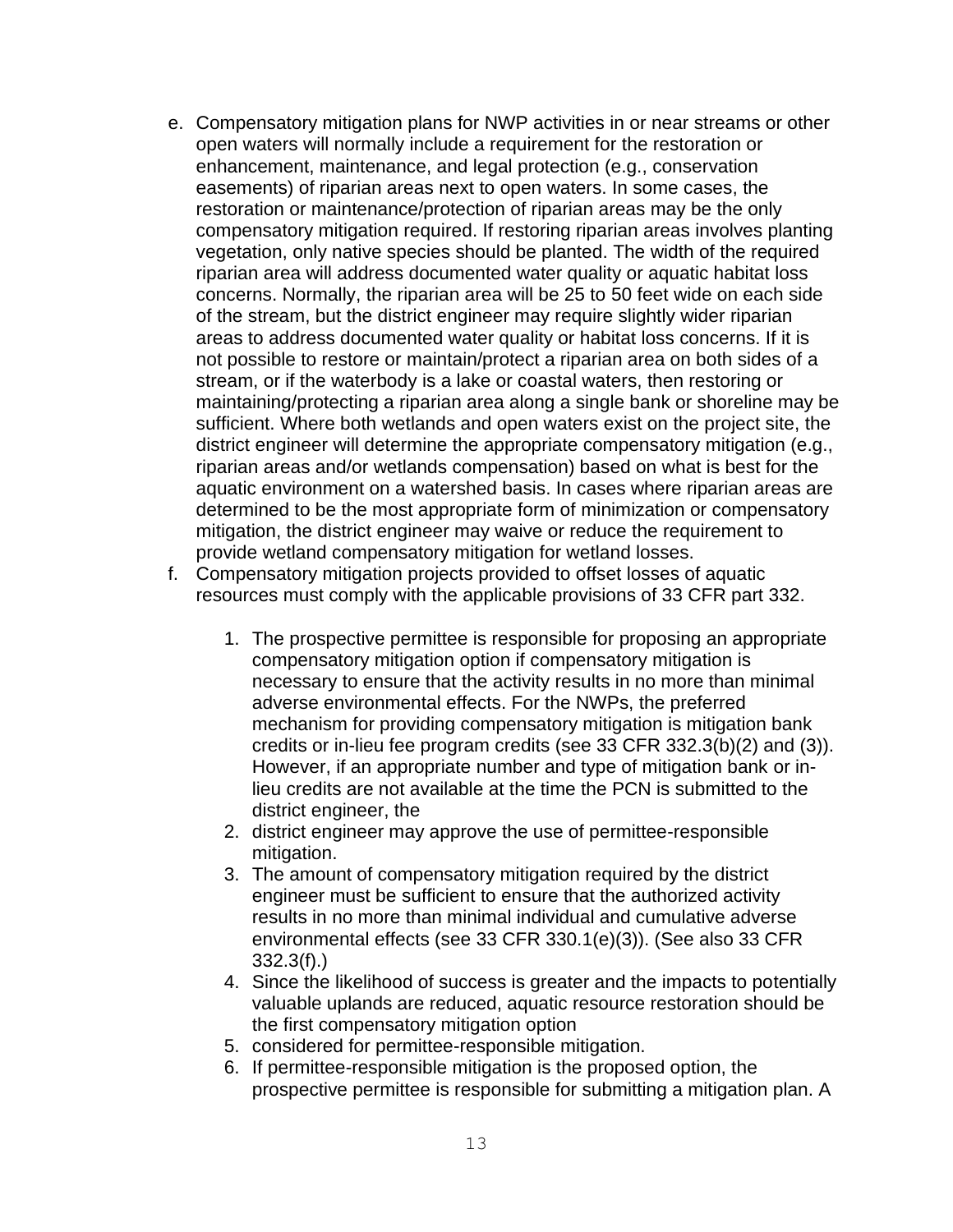e. Compensatory mitigation plans for NWP activities in or near streams or other open waters will normally include a requirement for the restoration or enhancement, maintenance, and legal protection (e.g., conservation easements) of riparian areas next to open waters. In some cases, the restoration or maintenance/protection of riparian areas may be the only compensatory mitigation required. If restoring riparian areas involves planting vegetation, only native species should be planted. The width of the required riparian area will address documented water quality or aquatic habitat loss concerns. Normally, the riparian area will be 25 to 50 feet wide on each side of the stream, but the district engineer may require slightly wider riparian areas to address documented water quality or habitat loss concerns. If it is not possible to restore or maintain/protect a riparian area on both sides of a stream, or if the waterbody is a lake or coastal waters, then restoring or maintaining/protecting a riparian area along a single bank or shoreline may be sufficient. Where both wetlands and open waters exist on the project site, the district engineer will determine the appropriate compensatory mitigation (e.g., riparian areas and/or wetlands compensation) based on what is best for the aquatic environment on a watershed basis. In cases where riparian areas are determined to be the most appropriate form of minimization or compensatory mitigation, the district engineer may waive or reduce the requirement to provide wetland compensatory mitigation for wetland losses.

f. Compensatory mitigation projects provided to offset losses of aquatic resources must comply with the applicable provisions of 33 CFR part 332.

   1. The prospective permittee is responsible for proposing an appropriate compensatory mitigation option if compensatory mitigation is necessary to ensure that the activity results in no more than minimal adverse environmental effects. For the NWPs, the preferred mechanism for providing compensatory mitigation is mitigation bank credits or in-lieu fee program credits (see 33 CFR 332.3(b)(2) and (3)). However, if an appropriate number and type of mitigation bank or in-lieu credits are not available at the time the PCN is submitted to the district engineer, the
   2. district engineer may approve the use of permittee-responsible mitigation.
   3. The amount of compensatory mitigation required by the district engineer must be sufficient to ensure that the authorized activity results in no more than minimal individual and cumulative adverse environmental effects (see 33 CFR 330.1(e)(3)). (See also 33 CFR 332.3(f).)
   4. Since the likelihood of success is greater and the impacts to potentially valuable uplands are reduced, aquatic resource restoration should be the first compensatory mitigation option
   5. considered for permittee-responsible mitigation.
   6. If permittee-responsible mitigation is the proposed option, the prospective permittee is responsible for submitting a mitigation plan. A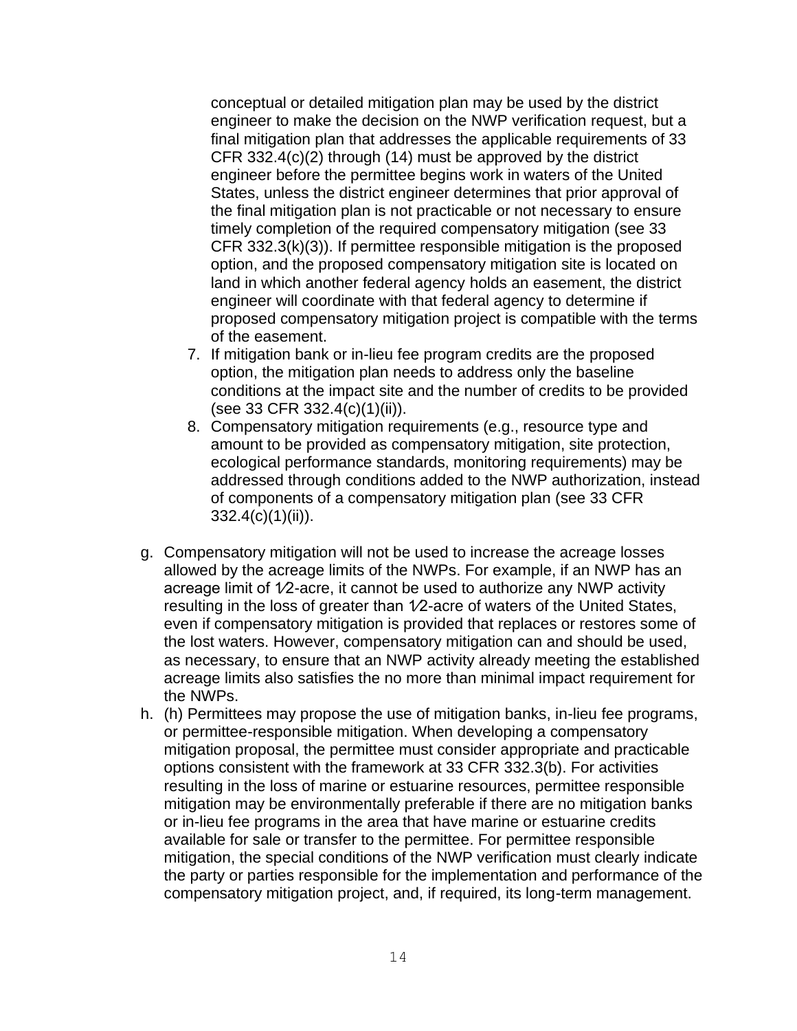conceptual or detailed mitigation plan may be used by the district engineer to make the decision on the NWP verification request, but a final mitigation plan that addresses the applicable requirements of 33 CFR 332.4(c)(2) through (14) must be approved by the district engineer before the permittee begins work in waters of the United States, unless the district engineer determines that prior approval of the final mitigation plan is not practicable or not necessary to ensure timely completion of the required compensatory mitigation (see 33 CFR 332.3(k)(3)). If permittee responsible mitigation is the proposed option, and the proposed compensatory mitigation site is located on land in which another federal agency holds an easement, the district engineer will coordinate with that federal agency to determine if proposed compensatory mitigation project is compatible with the terms of the easement.

7. If mitigation bank or in-lieu fee program credits are the proposed option, the mitigation plan needs to address only the baseline conditions at the impact site and the number of credits to be provided (see 33 CFR 332.4(c)(1)(ii)).
8. Compensatory mitigation requirements (e.g., resource type and amount to be provided as compensatory mitigation, site protection, ecological performance standards, monitoring requirements) may be addressed through conditions added to the NWP authorization, instead of components of a compensatory mitigation plan (see 33 CFR 332.4(c)(1)(ii)).

g. Compensatory mitigation will not be used to increase the acreage losses allowed by the acreage limits of the NWPs. For example, if an NWP has an acreage limit of 1⁄2-acre, it cannot be used to authorize any NWP activity resulting in the loss of greater than 1⁄2-acre of waters of the United States, even if compensatory mitigation is provided that replaces or restores some of the lost waters. However, compensatory mitigation can and should be used, as necessary, to ensure that an NWP activity already meeting the established acreage limits also satisfies the no more than minimal impact requirement for the NWPs.

h. (h) Permittees may propose the use of mitigation banks, in-lieu fee programs, or permittee-responsible mitigation. When developing a compensatory mitigation proposal, the permittee must consider appropriate and practicable options consistent with the framework at 33 CFR 332.3(b). For activities resulting in the loss of marine or estuarine resources, permittee responsible mitigation may be environmentally preferable if there are no mitigation banks or in-lieu fee programs in the area that have marine or estuarine credits available for sale or transfer to the permittee. For permittee responsible mitigation, the special conditions of the NWP verification must clearly indicate the party or parties responsible for the implementation and performance of the compensatory mitigation project, and, if required, its long-term management.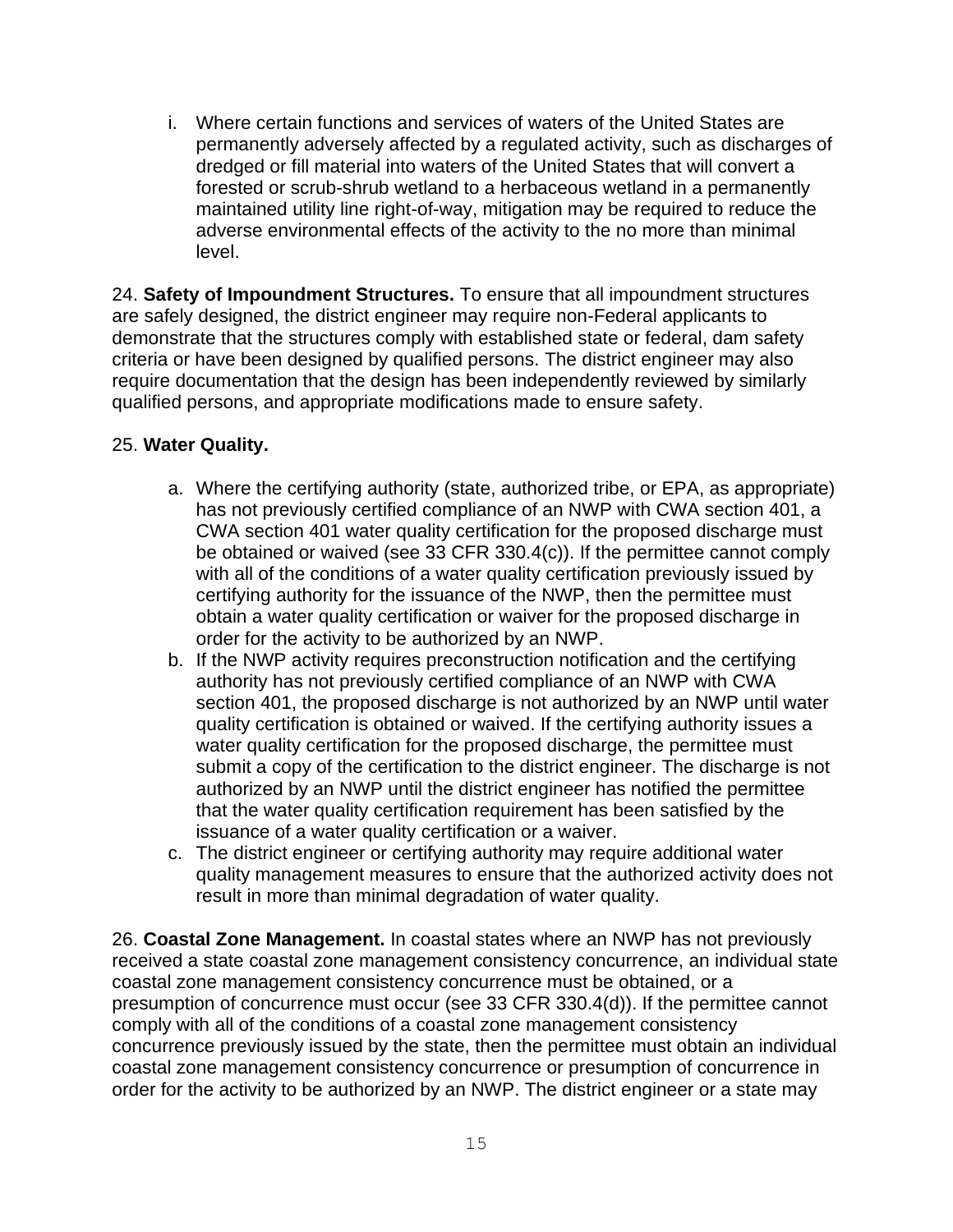i. Where certain functions and services of waters of the United States are permanently adversely affected by a regulated activity, such as discharges of dredged or fill material into waters of the United States that will convert a forested or scrub-shrub wetland to a herbaceous wetland in a permanently maintained utility line right-of-way, mitigation may be required to reduce the adverse environmental effects of the activity to the no more than minimal level.

24. **Safety of Impoundment Structures.** To ensure that all impoundment structures are safely designed, the district engineer may require non-Federal applicants to demonstrate that the structures comply with established state or federal, dam safety criteria or have been designed by qualified persons. The district engineer may also require documentation that the design has been independently reviewed by similarly qualified persons, and appropriate modifications made to ensure safety.

25. **Water Quality.**

a. Where the certifying authority (state, authorized tribe, or EPA, as appropriate) has not previously certified compliance of an NWP with CWA section 401, a CWA section 401 water quality certification for the proposed discharge must be obtained or waived (see 33 CFR 330.4(c)). If the permittee cannot comply with all of the conditions of a water quality certification previously issued by certifying authority for the issuance of the NWP, then the permittee must obtain a water quality certification or waiver for the proposed discharge in order for the activity to be authorized by an NWP.
b. If the NWP activity requires preconstruction notification and the certifying authority has not previously certified compliance of an NWP with CWA section 401, the proposed discharge is not authorized by an NWP until water quality certification is obtained or waived. If the certifying authority issues a water quality certification for the proposed discharge, the permittee must submit a copy of the certification to the district engineer. The discharge is not authorized by an NWP until the district engineer has notified the permittee that the water quality certification requirement has been satisfied by the issuance of a water quality certification or a waiver.
c. The district engineer or certifying authority may require additional water quality management measures to ensure that the authorized activity does not result in more than minimal degradation of water quality.

26. **Coastal Zone Management.** In coastal states where an NWP has not previously received a state coastal zone management consistency concurrence, an individual state coastal zone management consistency concurrence must be obtained, or a presumption of concurrence must occur (see 33 CFR 330.4(d)). If the permittee cannot comply with all of the conditions of a coastal zone management consistency concurrence previously issued by the state, then the permittee must obtain an individual coastal zone management consistency concurrence or presumption of concurrence in order for the activity to be authorized by an NWP. The district engineer or a state may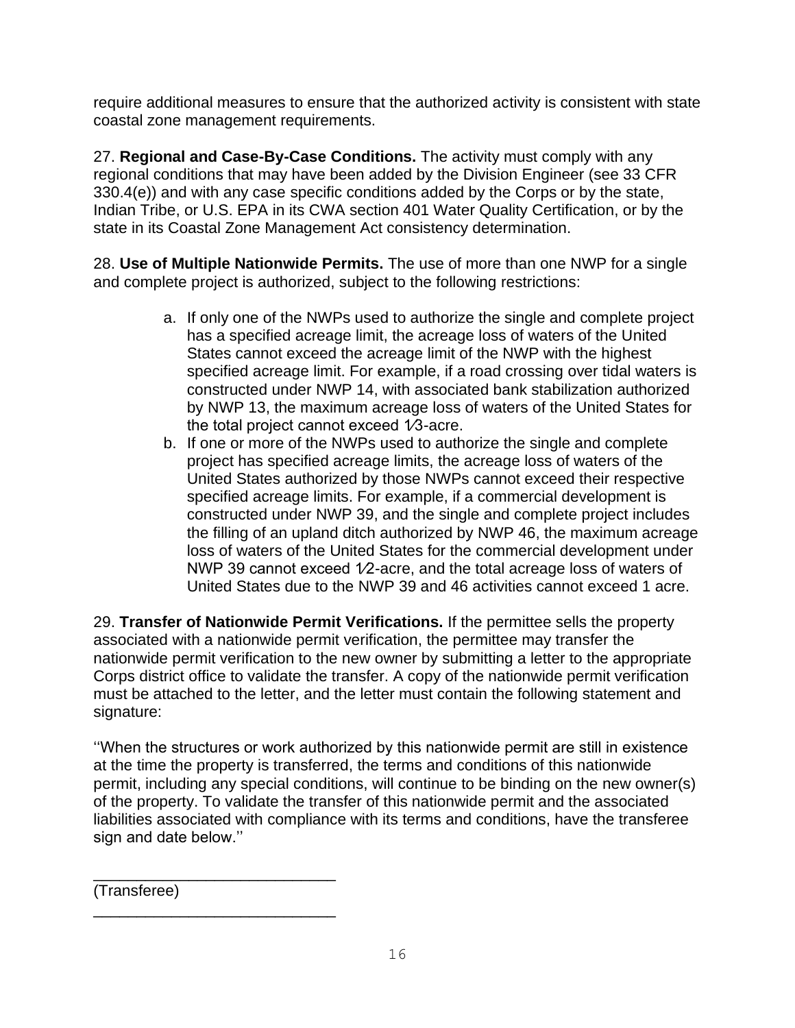require additional measures to ensure that the authorized activity is consistent with state coastal zone management requirements.

27. **Regional and Case-By-Case Conditions.** The activity must comply with any regional conditions that may have been added by the Division Engineer (see 33 CFR 330.4(e)) and with any case specific conditions added by the Corps or by the state, Indian Tribe, or U.S. EPA in its CWA section 401 Water Quality Certification, or by the state in its Coastal Zone Management Act consistency determination.

28. **Use of Multiple Nationwide Permits.** The use of more than one NWP for a single and complete project is authorized, subject to the following restrictions:

a. If only one of the NWPs used to authorize the single and complete project has a specified acreage limit, the acreage loss of waters of the United States cannot exceed the acreage limit of the NWP with the highest specified acreage limit. For example, if a road crossing over tidal waters is constructed under NWP 14, with associated bank stabilization authorized by NWP 13, the maximum acreage loss of waters of the United States for the total project cannot exceed 1⁄3-acre.
b. If one or more of the NWPs used to authorize the single and complete project has specified acreage limits, the acreage loss of waters of the United States authorized by those NWPs cannot exceed their respective specified acreage limits. For example, if a commercial development is constructed under NWP 39, and the single and complete project includes the filling of an upland ditch authorized by NWP 46, the maximum acreage loss of waters of the United States for the commercial development under NWP 39 cannot exceed 1⁄2-acre, and the total acreage loss of waters of United States due to the NWP 39 and 46 activities cannot exceed 1 acre.

29. **Transfer of Nationwide Permit Verifications.** If the permittee sells the property associated with a nationwide permit verification, the permittee may transfer the nationwide permit verification to the new owner by submitting a letter to the appropriate Corps district office to validate the transfer. A copy of the nationwide permit verification must be attached to the letter, and the letter must contain the following statement and signature:

''When the structures or work authorized by this nationwide permit are still in existence at the time the property is transferred, the terms and conditions of this nationwide permit, including any special conditions, will continue to be binding on the new owner(s) of the property. To validate the transfer of this nationwide permit and the associated liabilities associated with compliance with its terms and conditions, have the transferee sign and date below.''

\_\_\_\_\_\_\_\_\_\_\_\_\_\_\_\_\_\_\_\_\_\_\_\_\_\_\_\_
(Transferee)

\_\_\_\_\_\_\_\_\_\_\_\_\_\_\_\_\_\_\_\_\_\_\_\_\_\_\_\_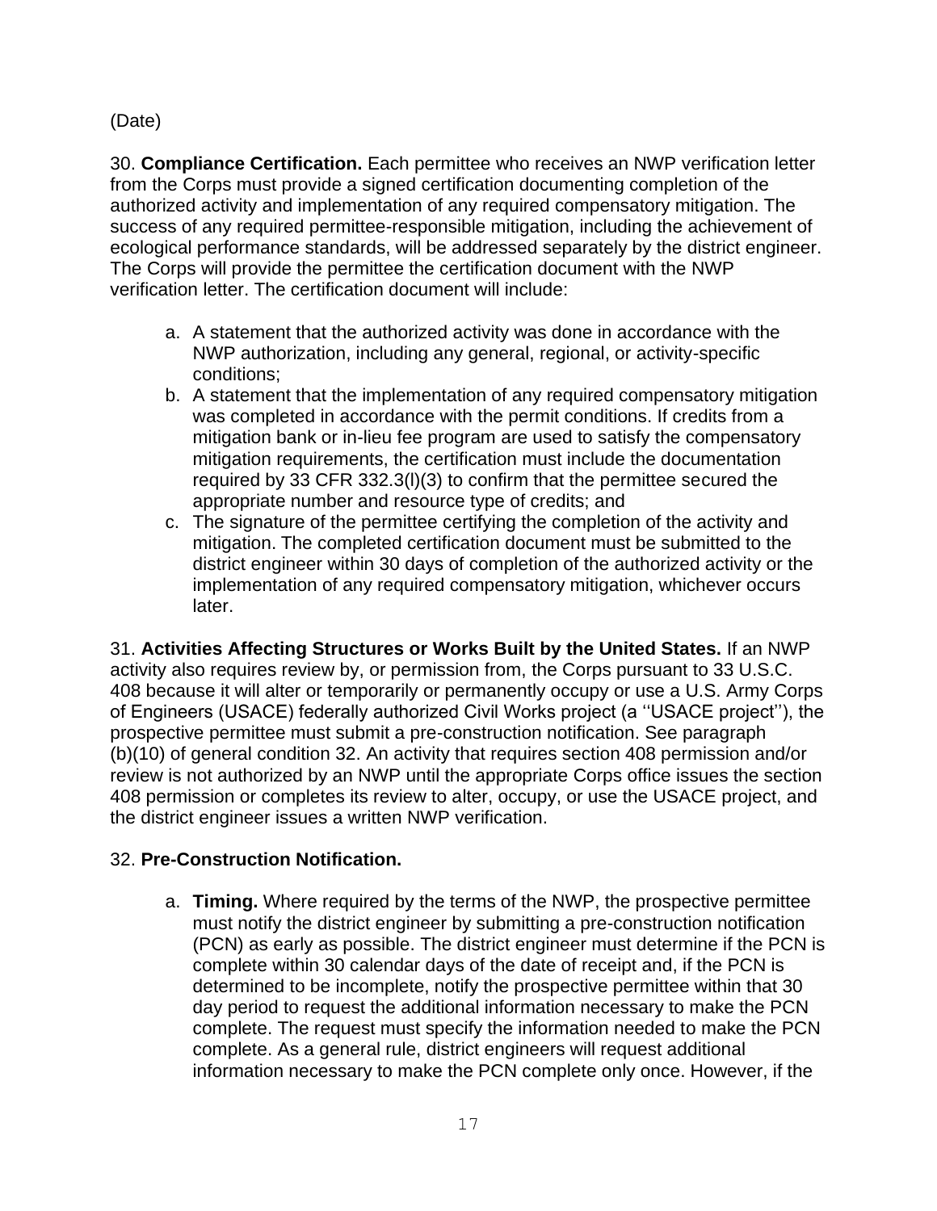(Date)

30. **Compliance Certification.** Each permittee who receives an NWP verification letter from the Corps must provide a signed certification documenting completion of the authorized activity and implementation of any required compensatory mitigation. The success of any required permittee-responsible mitigation, including the achievement of ecological performance standards, will be addressed separately by the district engineer. The Corps will provide the permittee the certification document with the NWP verification letter. The certification document will include:

a. A statement that the authorized activity was done in accordance with the NWP authorization, including any general, regional, or activity-specific conditions;
b. A statement that the implementation of any required compensatory mitigation was completed in accordance with the permit conditions. If credits from a mitigation bank or in-lieu fee program are used to satisfy the compensatory mitigation requirements, the certification must include the documentation required by 33 CFR 332.3(l)(3) to confirm that the permittee secured the appropriate number and resource type of credits; and
c. The signature of the permittee certifying the completion of the activity and mitigation. The completed certification document must be submitted to the district engineer within 30 days of completion of the authorized activity or the implementation of any required compensatory mitigation, whichever occurs later.

31. **Activities Affecting Structures or Works Built by the United States.** If an NWP activity also requires review by, or permission from, the Corps pursuant to 33 U.S.C. 408 because it will alter or temporarily or permanently occupy or use a U.S. Army Corps of Engineers (USACE) federally authorized Civil Works project (a ''USACE project''), the prospective permittee must submit a pre-construction notification. See paragraph (b)(10) of general condition 32. An activity that requires section 408 permission and/or review is not authorized by an NWP until the appropriate Corps office issues the section 408 permission or completes its review to alter, occupy, or use the USACE project, and the district engineer issues a written NWP verification.

32. **Pre-Construction Notification.**

a. **Timing.** Where required by the terms of the NWP, the prospective permittee must notify the district engineer by submitting a pre-construction notification (PCN) as early as possible. The district engineer must determine if the PCN is complete within 30 calendar days of the date of receipt and, if the PCN is determined to be incomplete, notify the prospective permittee within that 30 day period to request the additional information necessary to make the PCN complete. The request must specify the information needed to make the PCN complete. As a general rule, district engineers will request additional information necessary to make the PCN complete only once. However, if the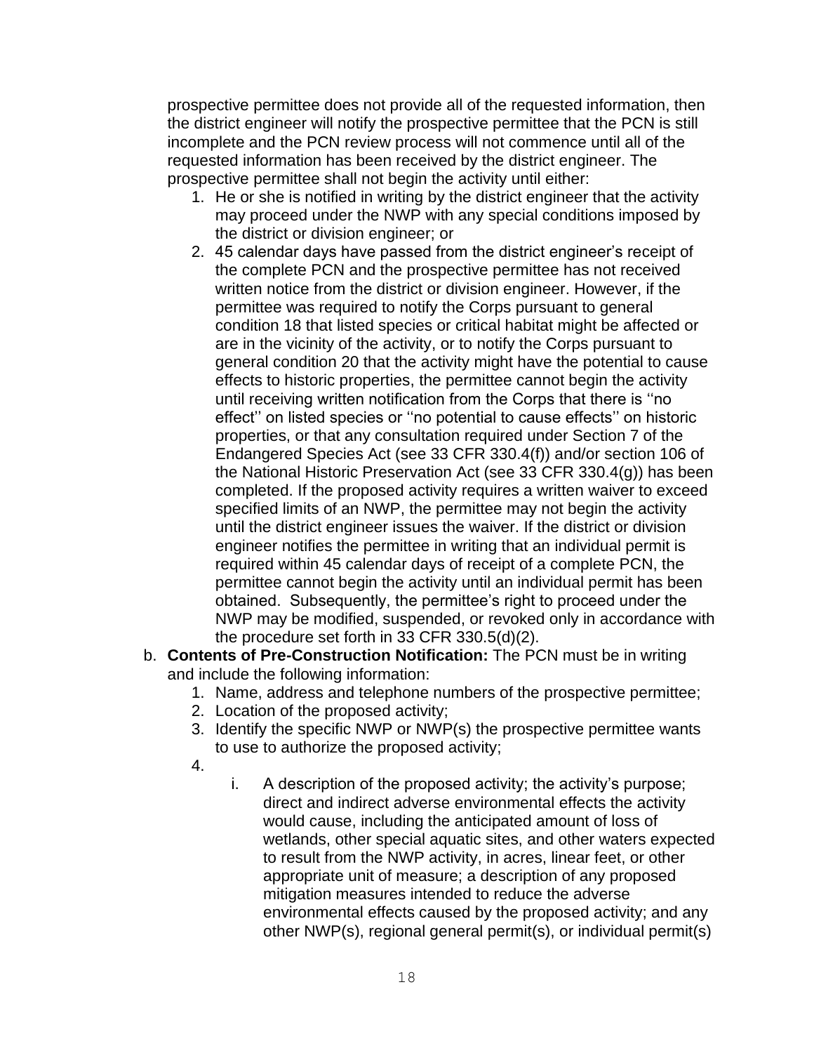prospective permittee does not provide all of the requested information, then the district engineer will notify the prospective permittee that the PCN is still incomplete and the PCN review process will not commence until all of the requested information has been received by the district engineer. The prospective permittee shall not begin the activity until either:

1. He or she is notified in writing by the district engineer that the activity may proceed under the NWP with any special conditions imposed by the district or division engineer; or
2. 45 calendar days have passed from the district engineer's receipt of the complete PCN and the prospective permittee has not received written notice from the district or division engineer. However, if the permittee was required to notify the Corps pursuant to general condition 18 that listed species or critical habitat might be affected or are in the vicinity of the activity, or to notify the Corps pursuant to general condition 20 that the activity might have the potential to cause effects to historic properties, the permittee cannot begin the activity until receiving written notification from the Corps that there is ''no effect'' on listed species or ''no potential to cause effects'' on historic properties, or that any consultation required under Section 7 of the Endangered Species Act (see 33 CFR 330.4(f)) and/or section 106 of the National Historic Preservation Act (see 33 CFR 330.4(g)) has been completed. If the proposed activity requires a written waiver to exceed specified limits of an NWP, the permittee may not begin the activity until the district engineer issues the waiver. If the district or division engineer notifies the permittee in writing that an individual permit is required within 45 calendar days of receipt of a complete PCN, the permittee cannot begin the activity until an individual permit has been obtained. Subsequently, the permittee's right to proceed under the NWP may be modified, suspended, or revoked only in accordance with the procedure set forth in 33 CFR 330.5(d)(2).

b. **Contents of Pre-Construction Notification:** The PCN must be in writing and include the following information:
   1. Name, address and telephone numbers of the prospective permittee;
   2. Location of the proposed activity;
   3. Identify the specific NWP or NWP(s) the prospective permittee wants to use to authorize the proposed activity;
   4. 
      i. A description of the proposed activity; the activity's purpose; direct and indirect adverse environmental effects the activity would cause, including the anticipated amount of loss of wetlands, other special aquatic sites, and other waters expected to result from the NWP activity, in acres, linear feet, or other appropriate unit of measure; a description of any proposed mitigation measures intended to reduce the adverse environmental effects caused by the proposed activity; and any other NWP(s), regional general permit(s), or individual permit(s)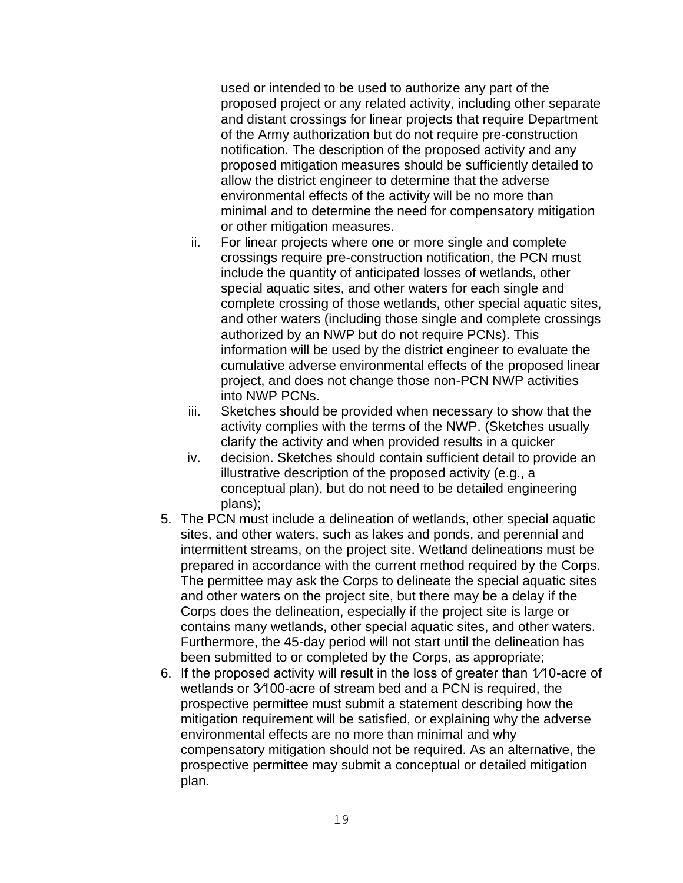used or intended to be used to authorize any part of the proposed project or any related activity, including other separate and distant crossings for linear projects that require Department of the Army authorization but do not require pre-construction notification. The description of the proposed activity and any proposed mitigation measures should be sufficiently detailed to allow the district engineer to determine that the adverse environmental effects of the activity will be no more than minimal and to determine the need for compensatory mitigation or other mitigation measures.

ii. For linear projects where one or more single and complete crossings require pre-construction notification, the PCN must include the quantity of anticipated losses of wetlands, other special aquatic sites, and other waters for each single and complete crossing of those wetlands, other special aquatic sites, and other waters (including those single and complete crossings authorized by an NWP but do not require PCNs). This information will be used by the district engineer to evaluate the cumulative adverse environmental effects of the proposed linear project, and does not change those non-PCN NWP activities into NWP PCNs.

iii. Sketches should be provided when necessary to show that the activity complies with the terms of the NWP. (Sketches usually clarify the activity and when provided results in a quicker

iv. decision. Sketches should contain sufficient detail to provide an illustrative description of the proposed activity (e.g., a conceptual plan), but do not need to be detailed engineering plans);

5. The PCN must include a delineation of wetlands, other special aquatic sites, and other waters, such as lakes and ponds, and perennial and intermittent streams, on the project site. Wetland delineations must be prepared in accordance with the current method required by the Corps. The permittee may ask the Corps to delineate the special aquatic sites and other waters on the project site, but there may be a delay if the Corps does the delineation, especially if the project site is large or contains many wetlands, other special aquatic sites, and other waters. Furthermore, the 45-day period will not start until the delineation has been submitted to or completed by the Corps, as appropriate;
6. If the proposed activity will result in the loss of greater than 1⁄10-acre of wetlands or 3⁄100-acre of stream bed and a PCN is required, the prospective permittee must submit a statement describing how the mitigation requirement will be satisfied, or explaining why the adverse environmental effects are no more than minimal and why compensatory mitigation should not be required. As an alternative, the prospective permittee may submit a conceptual or detailed mitigation plan.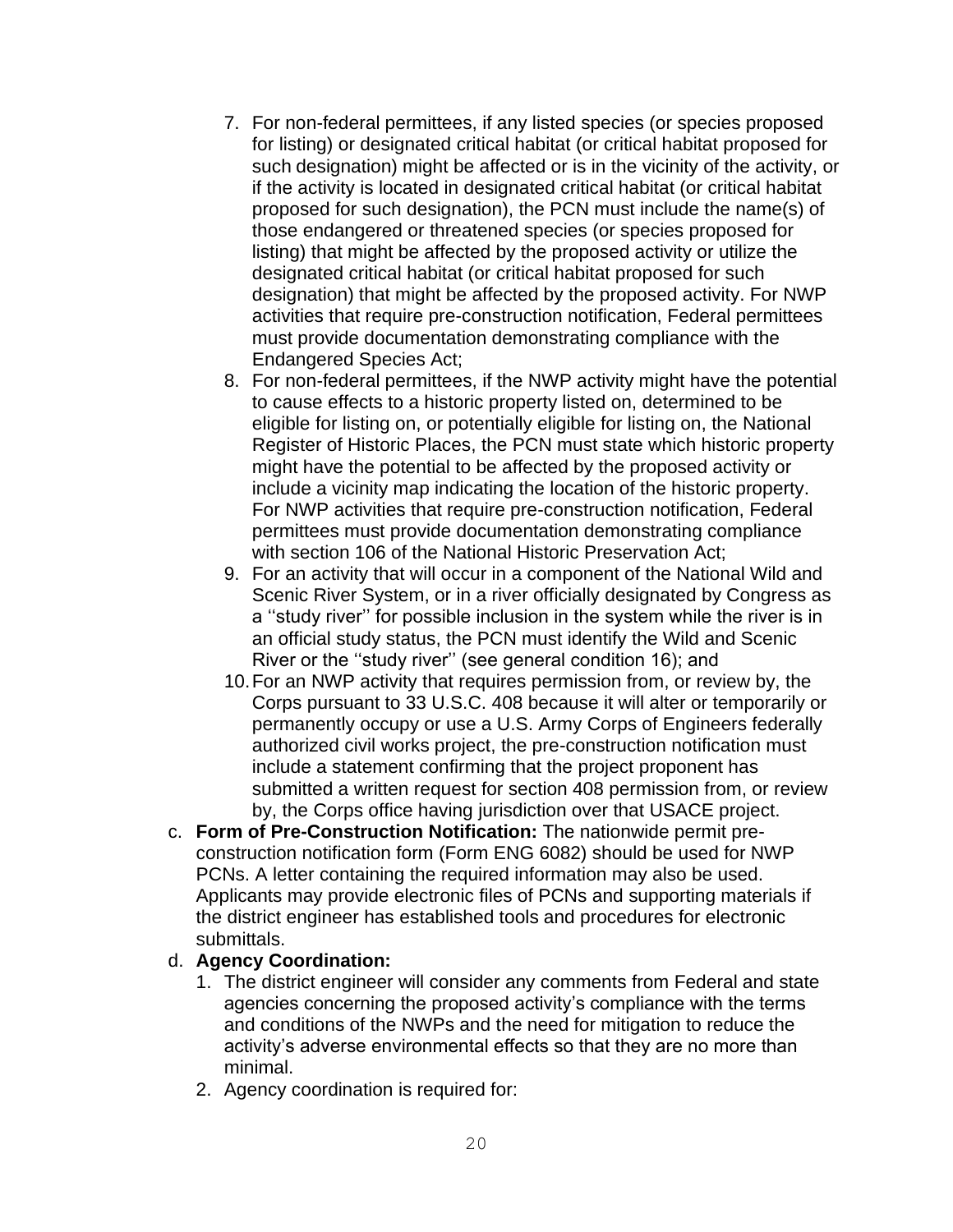7. For non-federal permittees, if any listed species (or species proposed for listing) or designated critical habitat (or critical habitat proposed for such designation) might be affected or is in the vicinity of the activity, or if the activity is located in designated critical habitat (or critical habitat proposed for such designation), the PCN must include the name(s) of those endangered or threatened species (or species proposed for listing) that might be affected by the proposed activity or utilize the designated critical habitat (or critical habitat proposed for such designation) that might be affected by the proposed activity. For NWP activities that require pre-construction notification, Federal permittees must provide documentation demonstrating compliance with the Endangered Species Act;
8. For non-federal permittees, if the NWP activity might have the potential to cause effects to a historic property listed on, determined to be eligible for listing on, or potentially eligible for listing on, the National Register of Historic Places, the PCN must state which historic property might have the potential to be affected by the proposed activity or include a vicinity map indicating the location of the historic property. For NWP activities that require pre-construction notification, Federal permittees must provide documentation demonstrating compliance with section 106 of the National Historic Preservation Act;
9. For an activity that will occur in a component of the National Wild and Scenic River System, or in a river officially designated by Congress as a ''study river'' for possible inclusion in the system while the river is in an official study status, the PCN must identify the Wild and Scenic River or the ''study river'' (see general condition 16); and
10. For an NWP activity that requires permission from, or review by, the Corps pursuant to 33 U.S.C. 408 because it will alter or temporarily or permanently occupy or use a U.S. Army Corps of Engineers federally authorized civil works project, the pre-construction notification must include a statement confirming that the project proponent has submitted a written request for section 408 permission from, or review by, the Corps office having jurisdiction over that USACE project.

c. **Form of Pre-Construction Notification:** The nationwide permit pre-construction notification form (Form ENG 6082) should be used for NWP PCNs. A letter containing the required information may also be used. Applicants may provide electronic files of PCNs and supporting materials if the district engineer has established tools and procedures for electronic submittals.

d. **Agency Coordination:**
   1. The district engineer will consider any comments from Federal and state agencies concerning the proposed activity's compliance with the terms and conditions of the NWPs and the need for mitigation to reduce the activity's adverse environmental effects so that they are no more than minimal.
   2. Agency coordination is required for: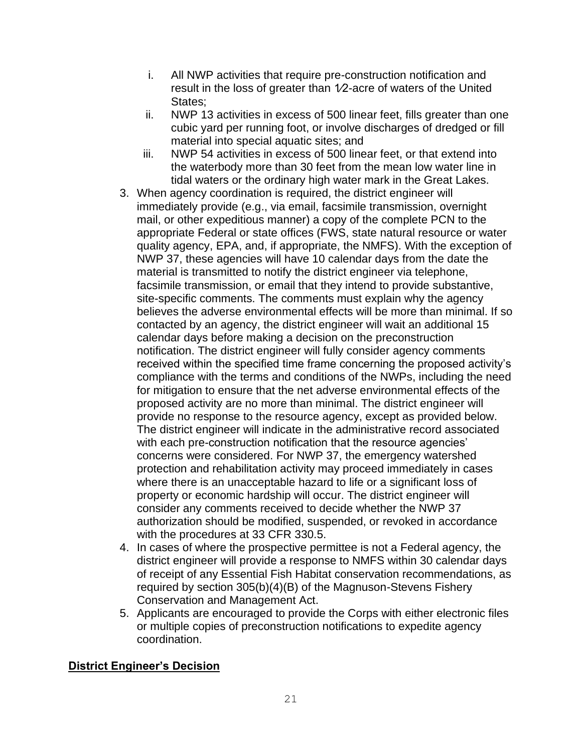i. All NWP activities that require pre-construction notification and result in the loss of greater than 1⁄2-acre of waters of the United States;
   ii. NWP 13 activities in excess of 500 linear feet, fills greater than one cubic yard per running foot, or involve discharges of dredged or fill material into special aquatic sites; and
   iii. NWP 54 activities in excess of 500 linear feet, or that extend into the waterbody more than 30 feet from the mean low water line in tidal waters or the ordinary high water mark in the Great Lakes.

3. When agency coordination is required, the district engineer will immediately provide (e.g., via email, facsimile transmission, overnight mail, or other expeditious manner) a copy of the complete PCN to the appropriate Federal or state offices (FWS, state natural resource or water quality agency, EPA, and, if appropriate, the NMFS). With the exception of NWP 37, these agencies will have 10 calendar days from the date the material is transmitted to notify the district engineer via telephone, facsimile transmission, or email that they intend to provide substantive, site-specific comments. The comments must explain why the agency believes the adverse environmental effects will be more than minimal. If so contacted by an agency, the district engineer will wait an additional 15 calendar days before making a decision on the preconstruction notification. The district engineer will fully consider agency comments received within the specified time frame concerning the proposed activity's compliance with the terms and conditions of the NWPs, including the need for mitigation to ensure that the net adverse environmental effects of the proposed activity are no more than minimal. The district engineer will provide no response to the resource agency, except as provided below. The district engineer will indicate in the administrative record associated with each pre-construction notification that the resource agencies' concerns were considered. For NWP 37, the emergency watershed protection and rehabilitation activity may proceed immediately in cases where there is an unacceptable hazard to life or a significant loss of property or economic hardship will occur. The district engineer will consider any comments received to decide whether the NWP 37 authorization should be modified, suspended, or revoked in accordance with the procedures at 33 CFR 330.5.
4. In cases of where the prospective permittee is not a Federal agency, the district engineer will provide a response to NMFS within 30 calendar days of receipt of any Essential Fish Habitat conservation recommendations, as required by section 305(b)(4)(B) of the Magnuson-Stevens Fishery Conservation and Management Act.
5. Applicants are encouraged to provide the Corps with either electronic files or multiple copies of preconstruction notifications to expedite agency coordination.

**District Engineer's Decision**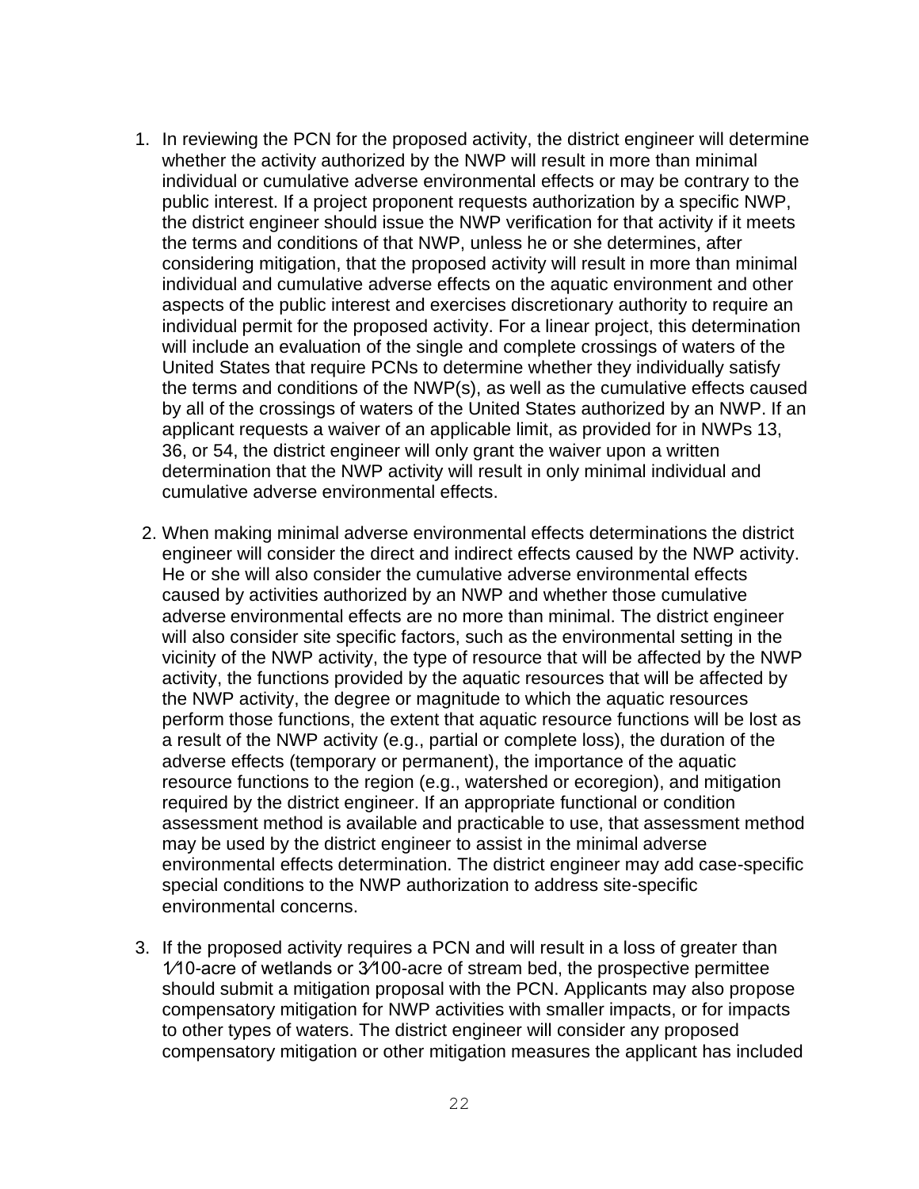1. In reviewing the PCN for the proposed activity, the district engineer will determine whether the activity authorized by the NWP will result in more than minimal individual or cumulative adverse environmental effects or may be contrary to the public interest. If a project proponent requests authorization by a specific NWP, the district engineer should issue the NWP verification for that activity if it meets the terms and conditions of that NWP, unless he or she determines, after considering mitigation, that the proposed activity will result in more than minimal individual and cumulative adverse effects on the aquatic environment and other aspects of the public interest and exercises discretionary authority to require an individual permit for the proposed activity. For a linear project, this determination will include an evaluation of the single and complete crossings of waters of the United States that require PCNs to determine whether they individually satisfy the terms and conditions of the NWP(s), as well as the cumulative effects caused by all of the crossings of waters of the United States authorized by an NWP. If an applicant requests a waiver of an applicable limit, as provided for in NWPs 13, 36, or 54, the district engineer will only grant the waiver upon a written determination that the NWP activity will result in only minimal individual and cumulative adverse environmental effects.

2. When making minimal adverse environmental effects determinations the district engineer will consider the direct and indirect effects caused by the NWP activity. He or she will also consider the cumulative adverse environmental effects caused by activities authorized by an NWP and whether those cumulative adverse environmental effects are no more than minimal. The district engineer will also consider site specific factors, such as the environmental setting in the vicinity of the NWP activity, the type of resource that will be affected by the NWP activity, the functions provided by the aquatic resources that will be affected by the NWP activity, the degree or magnitude to which the aquatic resources perform those functions, the extent that aquatic resource functions will be lost as a result of the NWP activity (e.g., partial or complete loss), the duration of the adverse effects (temporary or permanent), the importance of the aquatic resource functions to the region (e.g., watershed or ecoregion), and mitigation required by the district engineer. If an appropriate functional or condition assessment method is available and practicable to use, that assessment method may be used by the district engineer to assist in the minimal adverse environmental effects determination. The district engineer may add case-specific special conditions to the NWP authorization to address site-specific environmental concerns.

3. If the proposed activity requires a PCN and will result in a loss of greater than 1⁄10-acre of wetlands or 3⁄100-acre of stream bed, the prospective permittee should submit a mitigation proposal with the PCN. Applicants may also propose compensatory mitigation for NWP activities with smaller impacts, or for impacts to other types of waters. The district engineer will consider any proposed compensatory mitigation or other mitigation measures the applicant has included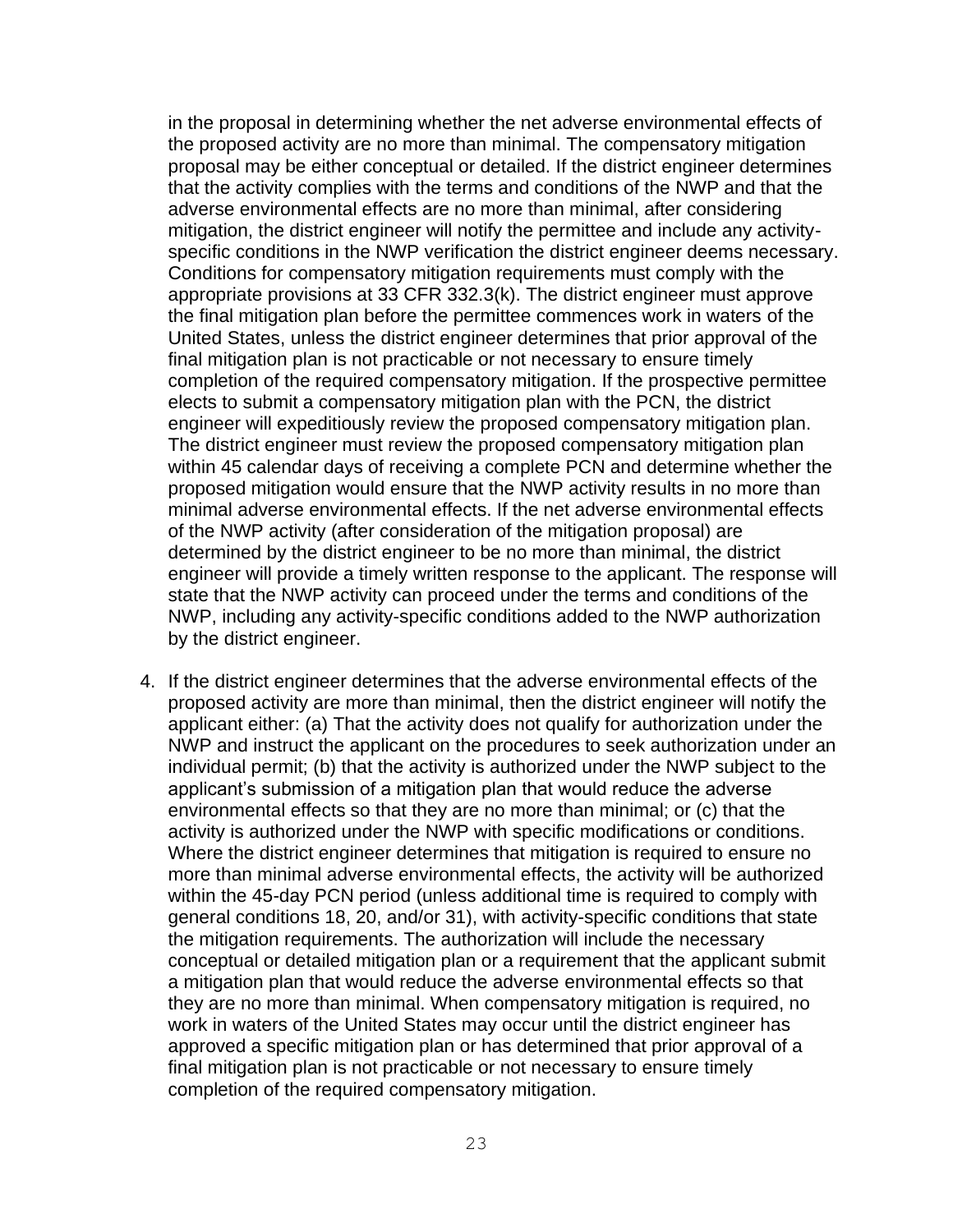in the proposal in determining whether the net adverse environmental effects of the proposed activity are no more than minimal. The compensatory mitigation proposal may be either conceptual or detailed. If the district engineer determines that the activity complies with the terms and conditions of the NWP and that the adverse environmental effects are no more than minimal, after considering mitigation, the district engineer will notify the permittee and include any activity-specific conditions in the NWP verification the district engineer deems necessary. Conditions for compensatory mitigation requirements must comply with the appropriate provisions at 33 CFR 332.3(k). The district engineer must approve the final mitigation plan before the permittee commences work in waters of the United States, unless the district engineer determines that prior approval of the final mitigation plan is not practicable or not necessary to ensure timely completion of the required compensatory mitigation. If the prospective permittee elects to submit a compensatory mitigation plan with the PCN, the district engineer will expeditiously review the proposed compensatory mitigation plan. The district engineer must review the proposed compensatory mitigation plan within 45 calendar days of receiving a complete PCN and determine whether the proposed mitigation would ensure that the NWP activity results in no more than minimal adverse environmental effects. If the net adverse environmental effects of the NWP activity (after consideration of the mitigation proposal) are determined by the district engineer to be no more than minimal, the district engineer will provide a timely written response to the applicant. The response will state that the NWP activity can proceed under the terms and conditions of the NWP, including any activity-specific conditions added to the NWP authorization by the district engineer.

4. If the district engineer determines that the adverse environmental effects of the proposed activity are more than minimal, then the district engineer will notify the applicant either: (a) That the activity does not qualify for authorization under the NWP and instruct the applicant on the procedures to seek authorization under an individual permit; (b) that the activity is authorized under the NWP subject to the applicant's submission of a mitigation plan that would reduce the adverse environmental effects so that they are no more than minimal; or (c) that the activity is authorized under the NWP with specific modifications or conditions. Where the district engineer determines that mitigation is required to ensure no more than minimal adverse environmental effects, the activity will be authorized within the 45-day PCN period (unless additional time is required to comply with general conditions 18, 20, and/or 31), with activity-specific conditions that state the mitigation requirements. The authorization will include the necessary conceptual or detailed mitigation plan or a requirement that the applicant submit a mitigation plan that would reduce the adverse environmental effects so that they are no more than minimal. When compensatory mitigation is required, no work in waters of the United States may occur until the district engineer has approved a specific mitigation plan or has determined that prior approval of a final mitigation plan is not practicable or not necessary to ensure timely completion of the required compensatory mitigation.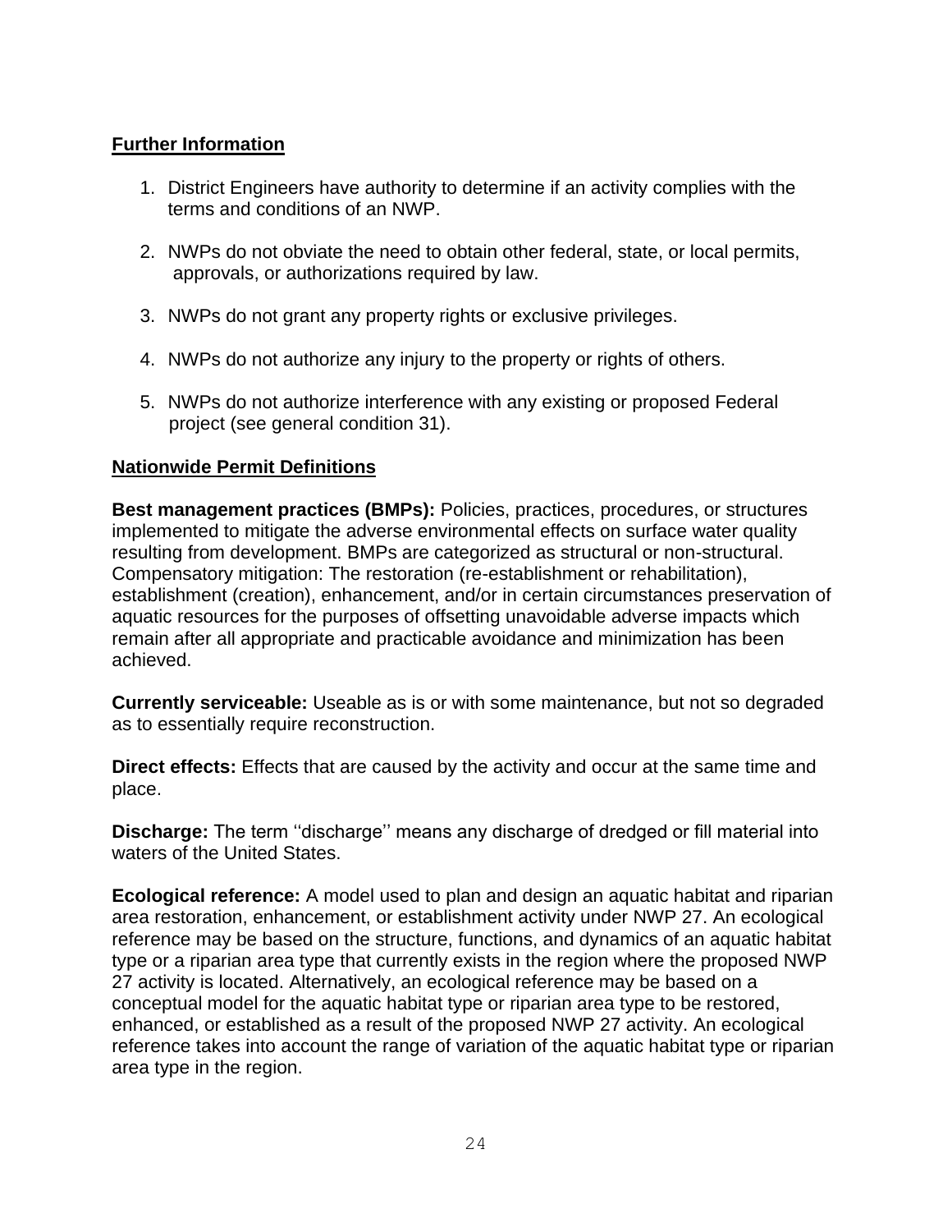## Further Information

1. District Engineers have authority to determine if an activity complies with the terms and conditions of an NWP.

2. NWPs do not obviate the need to obtain other federal, state, or local permits, approvals, or authorizations required by law.

3. NWPs do not grant any property rights or exclusive privileges.

4. NWPs do not authorize any injury to the property or rights of others.

5. NWPs do not authorize interference with any existing or proposed Federal project (see general condition 31).

## Nationwide Permit Definitions

**Best management practices (BMPs):** Policies, practices, procedures, or structures implemented to mitigate the adverse environmental effects on surface water quality resulting from development. BMPs are categorized as structural or non-structural. Compensatory mitigation: The restoration (re-establishment or rehabilitation), establishment (creation), enhancement, and/or in certain circumstances preservation of aquatic resources for the purposes of offsetting unavoidable adverse impacts which remain after all appropriate and practicable avoidance and minimization has been achieved.

**Currently serviceable:** Useable as is or with some maintenance, but not so degraded as to essentially require reconstruction.

**Direct effects:** Effects that are caused by the activity and occur at the same time and place.

**Discharge:** The term ''discharge'' means any discharge of dredged or fill material into waters of the United States.

**Ecological reference:** A model used to plan and design an aquatic habitat and riparian area restoration, enhancement, or establishment activity under NWP 27. An ecological reference may be based on the structure, functions, and dynamics of an aquatic habitat type or a riparian area type that currently exists in the region where the proposed NWP 27 activity is located. Alternatively, an ecological reference may be based on a conceptual model for the aquatic habitat type or riparian area type to be restored, enhanced, or established as a result of the proposed NWP 27 activity. An ecological reference takes into account the range of variation of the aquatic habitat type or riparian area type in the region.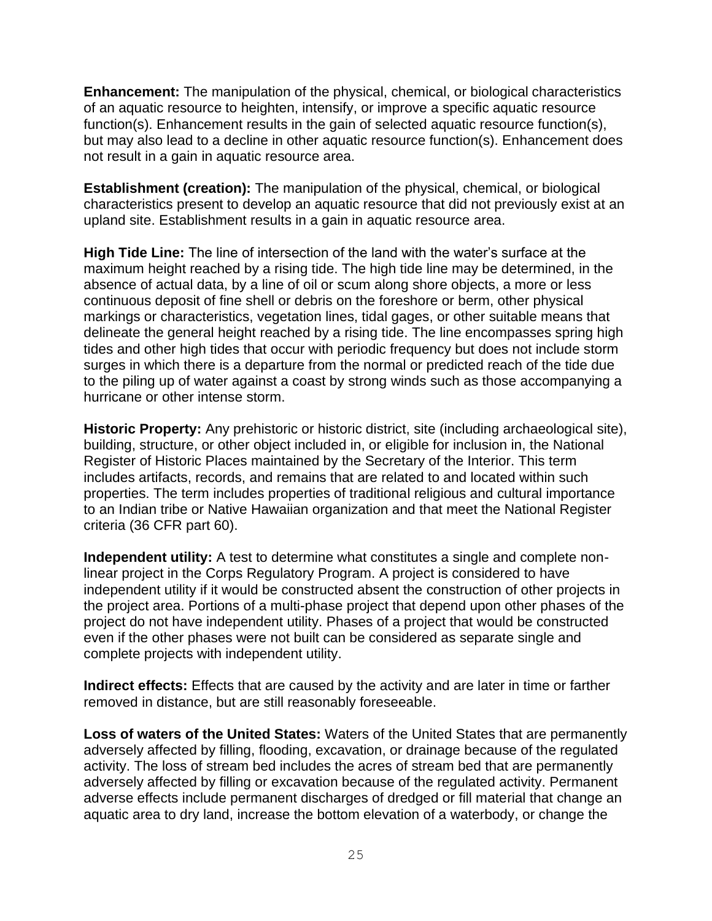**Enhancement:** The manipulation of the physical, chemical, or biological characteristics of an aquatic resource to heighten, intensify, or improve a specific aquatic resource function(s). Enhancement results in the gain of selected aquatic resource function(s), but may also lead to a decline in other aquatic resource function(s). Enhancement does not result in a gain in aquatic resource area.

**Establishment (creation):** The manipulation of the physical, chemical, or biological characteristics present to develop an aquatic resource that did not previously exist at an upland site. Establishment results in a gain in aquatic resource area.

**High Tide Line:** The line of intersection of the land with the water's surface at the maximum height reached by a rising tide. The high tide line may be determined, in the absence of actual data, by a line of oil or scum along shore objects, a more or less continuous deposit of fine shell or debris on the foreshore or berm, other physical markings or characteristics, vegetation lines, tidal gages, or other suitable means that delineate the general height reached by a rising tide. The line encompasses spring high tides and other high tides that occur with periodic frequency but does not include storm surges in which there is a departure from the normal or predicted reach of the tide due to the piling up of water against a coast by strong winds such as those accompanying a hurricane or other intense storm.

**Historic Property:** Any prehistoric or historic district, site (including archaeological site), building, structure, or other object included in, or eligible for inclusion in, the National Register of Historic Places maintained by the Secretary of the Interior. This term includes artifacts, records, and remains that are related to and located within such properties. The term includes properties of traditional religious and cultural importance to an Indian tribe or Native Hawaiian organization and that meet the National Register criteria (36 CFR part 60).

**Independent utility:** A test to determine what constitutes a single and complete non-linear project in the Corps Regulatory Program. A project is considered to have independent utility if it would be constructed absent the construction of other projects in the project area. Portions of a multi-phase project that depend upon other phases of the project do not have independent utility. Phases of a project that would be constructed even if the other phases were not built can be considered as separate single and complete projects with independent utility.

**Indirect effects:** Effects that are caused by the activity and are later in time or farther removed in distance, but are still reasonably foreseeable.

**Loss of waters of the United States:** Waters of the United States that are permanently adversely affected by filling, flooding, excavation, or drainage because of the regulated activity. The loss of stream bed includes the acres of stream bed that are permanently adversely affected by filling or excavation because of the regulated activity. Permanent adverse effects include permanent discharges of dredged or fill material that change an aquatic area to dry land, increase the bottom elevation of a waterbody, or change the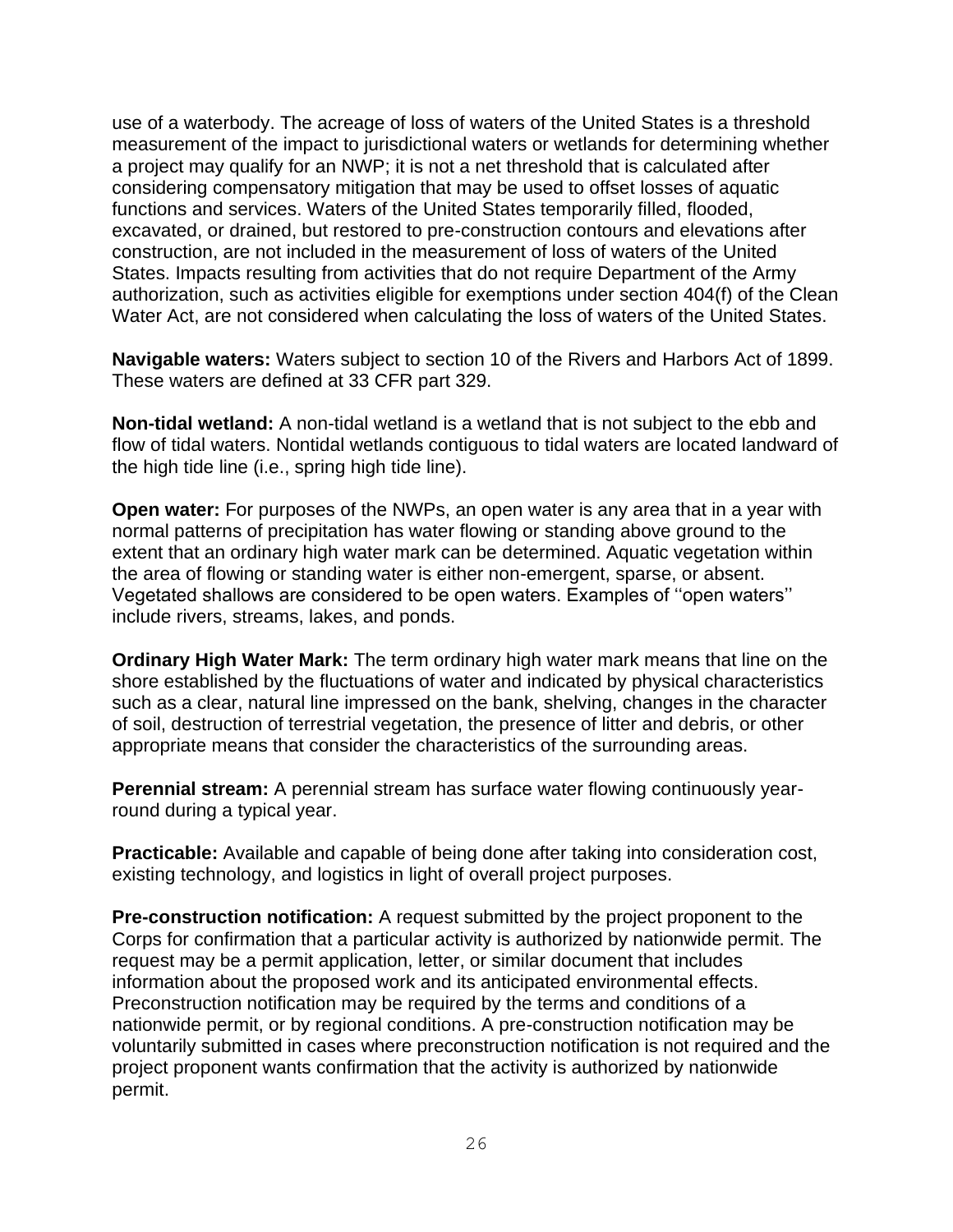use of a waterbody. The acreage of loss of waters of the United States is a threshold measurement of the impact to jurisdictional waters or wetlands for determining whether a project may qualify for an NWP; it is not a net threshold that is calculated after considering compensatory mitigation that may be used to offset losses of aquatic functions and services. Waters of the United States temporarily filled, flooded, excavated, or drained, but restored to pre-construction contours and elevations after construction, are not included in the measurement of loss of waters of the United States. Impacts resulting from activities that do not require Department of the Army authorization, such as activities eligible for exemptions under section 404(f) of the Clean Water Act, are not considered when calculating the loss of waters of the United States.

**Navigable waters:** Waters subject to section 10 of the Rivers and Harbors Act of 1899. These waters are defined at 33 CFR part 329.

**Non-tidal wetland:** A non-tidal wetland is a wetland that is not subject to the ebb and flow of tidal waters. Nontidal wetlands contiguous to tidal waters are located landward of the high tide line (i.e., spring high tide line).

**Open water:** For purposes of the NWPs, an open water is any area that in a year with normal patterns of precipitation has water flowing or standing above ground to the extent that an ordinary high water mark can be determined. Aquatic vegetation within the area of flowing or standing water is either non-emergent, sparse, or absent. Vegetated shallows are considered to be open waters. Examples of ''open waters'' include rivers, streams, lakes, and ponds.

**Ordinary High Water Mark:** The term ordinary high water mark means that line on the shore established by the fluctuations of water and indicated by physical characteristics such as a clear, natural line impressed on the bank, shelving, changes in the character of soil, destruction of terrestrial vegetation, the presence of litter and debris, or other appropriate means that consider the characteristics of the surrounding areas.

**Perennial stream:** A perennial stream has surface water flowing continuously year-round during a typical year.

**Practicable:** Available and capable of being done after taking into consideration cost, existing technology, and logistics in light of overall project purposes.

**Pre-construction notification:** A request submitted by the project proponent to the Corps for confirmation that a particular activity is authorized by nationwide permit. The request may be a permit application, letter, or similar document that includes information about the proposed work and its anticipated environmental effects. Preconstruction notification may be required by the terms and conditions of a nationwide permit, or by regional conditions. A pre-construction notification may be voluntarily submitted in cases where preconstruction notification is not required and the project proponent wants confirmation that the activity is authorized by nationwide permit.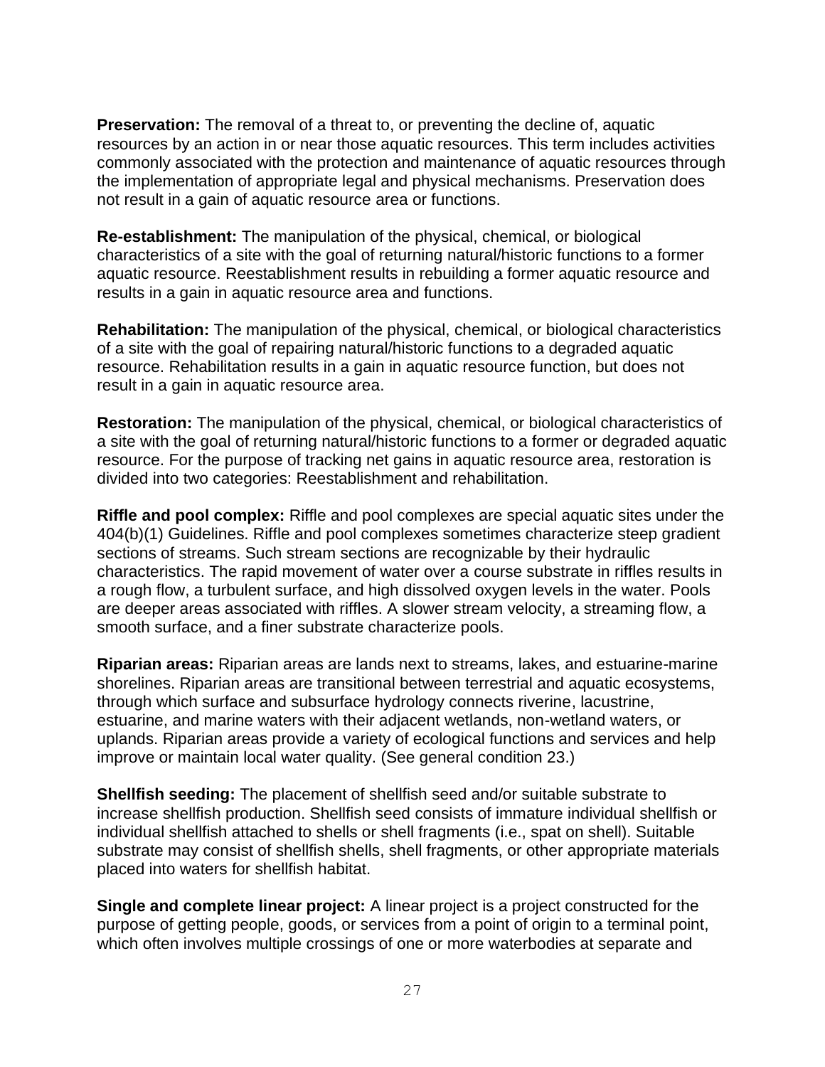**Preservation:** The removal of a threat to, or preventing the decline of, aquatic resources by an action in or near those aquatic resources. This term includes activities commonly associated with the protection and maintenance of aquatic resources through the implementation of appropriate legal and physical mechanisms. Preservation does not result in a gain of aquatic resource area or functions.

**Re-establishment:** The manipulation of the physical, chemical, or biological characteristics of a site with the goal of returning natural/historic functions to a former aquatic resource. Reestablishment results in rebuilding a former aquatic resource and results in a gain in aquatic resource area and functions.

**Rehabilitation:** The manipulation of the physical, chemical, or biological characteristics of a site with the goal of repairing natural/historic functions to a degraded aquatic resource. Rehabilitation results in a gain in aquatic resource function, but does not result in a gain in aquatic resource area.

**Restoration:** The manipulation of the physical, chemical, or biological characteristics of a site with the goal of returning natural/historic functions to a former or degraded aquatic resource. For the purpose of tracking net gains in aquatic resource area, restoration is divided into two categories: Reestablishment and rehabilitation.

**Riffle and pool complex:** Riffle and pool complexes are special aquatic sites under the 404(b)(1) Guidelines. Riffle and pool complexes sometimes characterize steep gradient sections of streams. Such stream sections are recognizable by their hydraulic characteristics. The rapid movement of water over a course substrate in riffles results in a rough flow, a turbulent surface, and high dissolved oxygen levels in the water. Pools are deeper areas associated with riffles. A slower stream velocity, a streaming flow, a smooth surface, and a finer substrate characterize pools.

**Riparian areas:** Riparian areas are lands next to streams, lakes, and estuarine-marine shorelines. Riparian areas are transitional between terrestrial and aquatic ecosystems, through which surface and subsurface hydrology connects riverine, lacustrine, estuarine, and marine waters with their adjacent wetlands, non-wetland waters, or uplands. Riparian areas provide a variety of ecological functions and services and help improve or maintain local water quality. (See general condition 23.)

**Shellfish seeding:** The placement of shellfish seed and/or suitable substrate to increase shellfish production. Shellfish seed consists of immature individual shellfish or individual shellfish attached to shells or shell fragments (i.e., spat on shell). Suitable substrate may consist of shellfish shells, shell fragments, or other appropriate materials placed into waters for shellfish habitat.

**Single and complete linear project:** A linear project is a project constructed for the purpose of getting people, goods, or services from a point of origin to a terminal point, which often involves multiple crossings of one or more waterbodies at separate and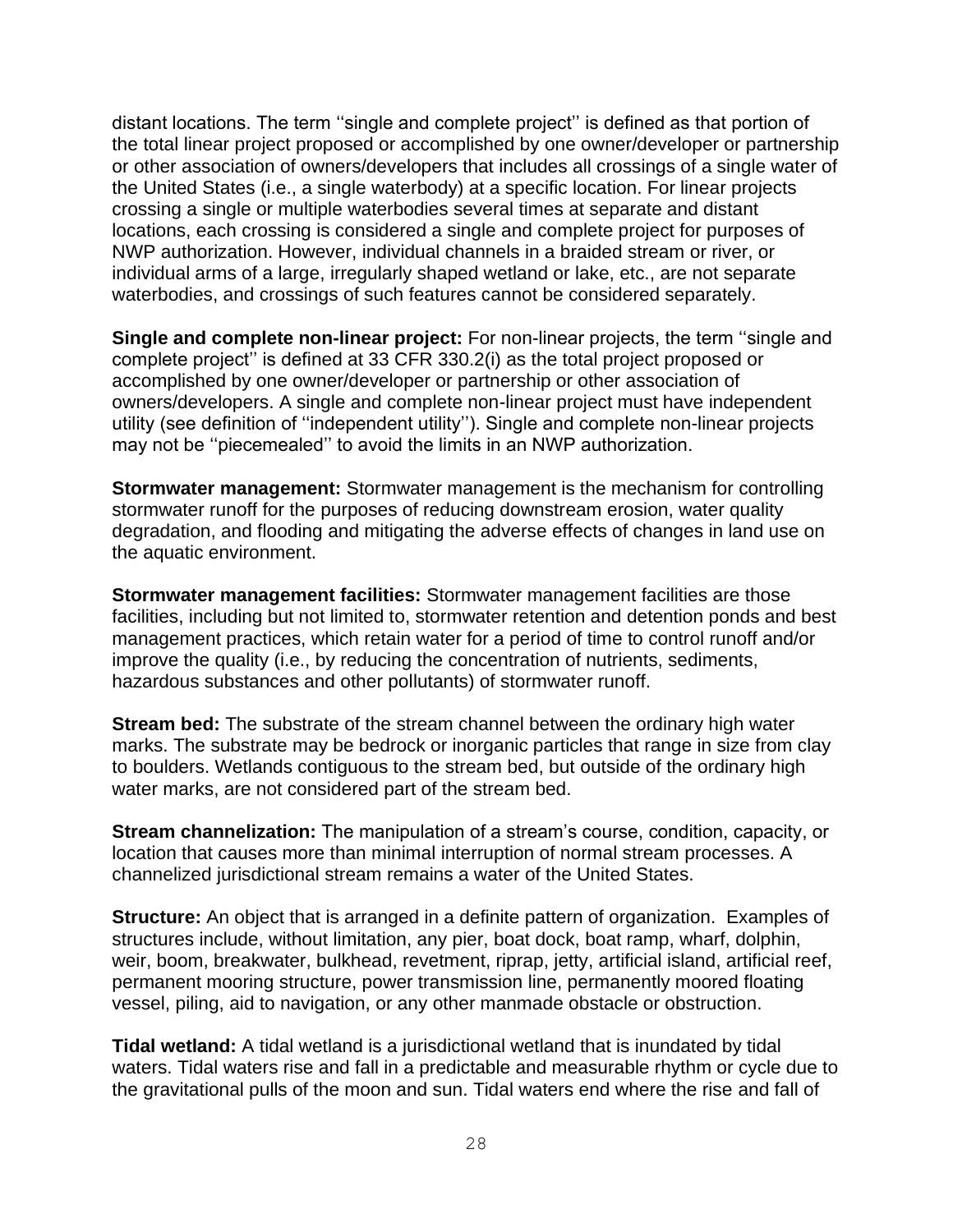distant locations. The term ''single and complete project'' is defined as that portion of the total linear project proposed or accomplished by one owner/developer or partnership or other association of owners/developers that includes all crossings of a single water of the United States (i.e., a single waterbody) at a specific location. For linear projects crossing a single or multiple waterbodies several times at separate and distant locations, each crossing is considered a single and complete project for purposes of NWP authorization. However, individual channels in a braided stream or river, or individual arms of a large, irregularly shaped wetland or lake, etc., are not separate waterbodies, and crossings of such features cannot be considered separately.

**Single and complete non-linear project:** For non-linear projects, the term ''single and complete project'' is defined at 33 CFR 330.2(i) as the total project proposed or accomplished by one owner/developer or partnership or other association of owners/developers. A single and complete non-linear project must have independent utility (see definition of ''independent utility''). Single and complete non-linear projects may not be ''piecemealed'' to avoid the limits in an NWP authorization.

**Stormwater management:** Stormwater management is the mechanism for controlling stormwater runoff for the purposes of reducing downstream erosion, water quality degradation, and flooding and mitigating the adverse effects of changes in land use on the aquatic environment.

**Stormwater management facilities:** Stormwater management facilities are those facilities, including but not limited to, stormwater retention and detention ponds and best management practices, which retain water for a period of time to control runoff and/or improve the quality (i.e., by reducing the concentration of nutrients, sediments, hazardous substances and other pollutants) of stormwater runoff.

**Stream bed:** The substrate of the stream channel between the ordinary high water marks. The substrate may be bedrock or inorganic particles that range in size from clay to boulders. Wetlands contiguous to the stream bed, but outside of the ordinary high water marks, are not considered part of the stream bed.

**Stream channelization:** The manipulation of a stream's course, condition, capacity, or location that causes more than minimal interruption of normal stream processes. A channelized jurisdictional stream remains a water of the United States.

**Structure:** An object that is arranged in a definite pattern of organization. Examples of structures include, without limitation, any pier, boat dock, boat ramp, wharf, dolphin, weir, boom, breakwater, bulkhead, revetment, riprap, jetty, artificial island, artificial reef, permanent mooring structure, power transmission line, permanently moored floating vessel, piling, aid to navigation, or any other manmade obstacle or obstruction.

**Tidal wetland:** A tidal wetland is a jurisdictional wetland that is inundated by tidal waters. Tidal waters rise and fall in a predictable and measurable rhythm or cycle due to the gravitational pulls of the moon and sun. Tidal waters end where the rise and fall of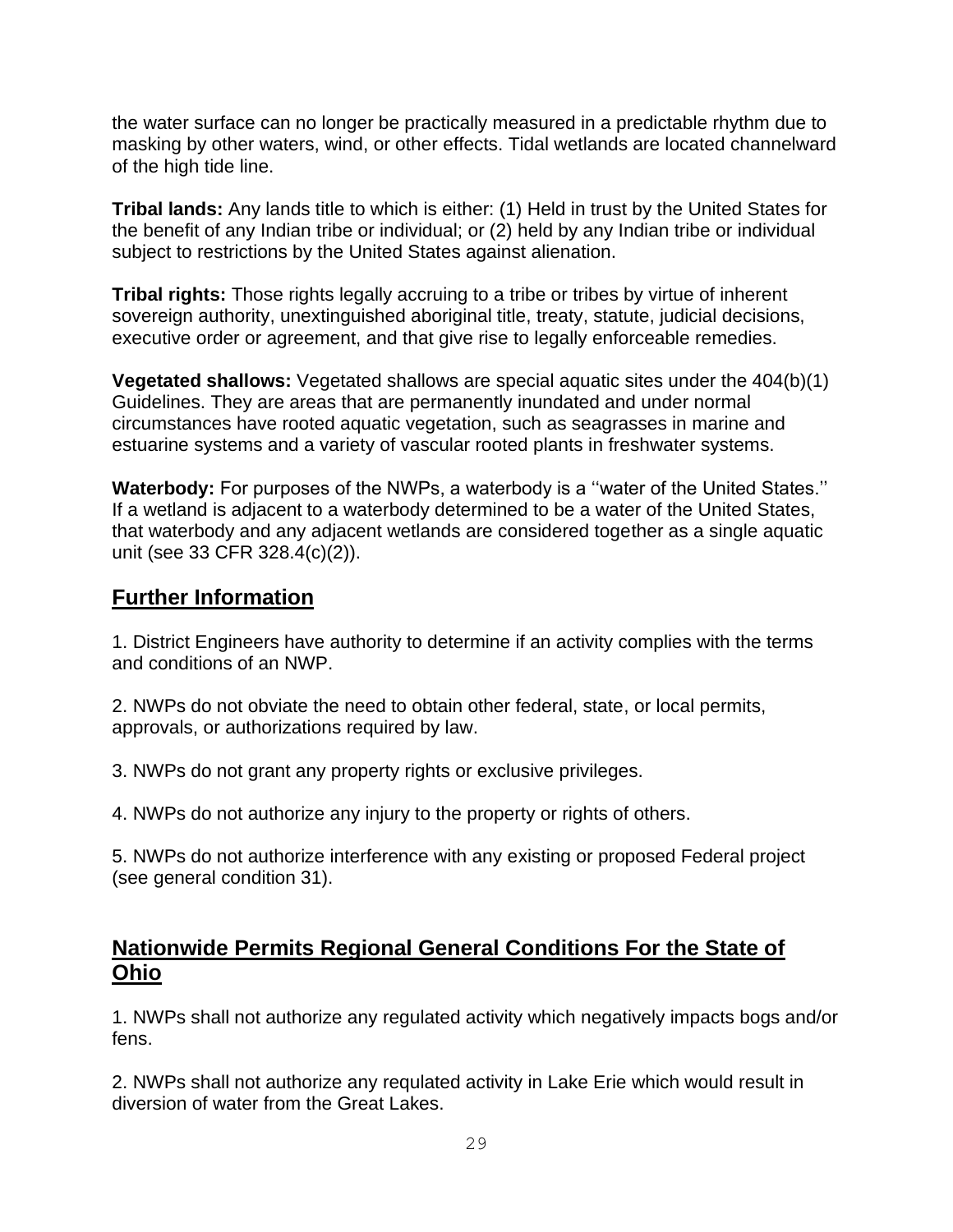the water surface can no longer be practically measured in a predictable rhythm due to masking by other waters, wind, or other effects. Tidal wetlands are located channelward of the high tide line.

**Tribal lands:** Any lands title to which is either: (1) Held in trust by the United States for the benefit of any Indian tribe or individual; or (2) held by any Indian tribe or individual subject to restrictions by the United States against alienation.

**Tribal rights:** Those rights legally accruing to a tribe or tribes by virtue of inherent sovereign authority, unextinguished aboriginal title, treaty, statute, judicial decisions, executive order or agreement, and that give rise to legally enforceable remedies.

**Vegetated shallows:** Vegetated shallows are special aquatic sites under the 404(b)(1) Guidelines. They are areas that are permanently inundated and under normal circumstances have rooted aquatic vegetation, such as seagrasses in marine and estuarine systems and a variety of vascular rooted plants in freshwater systems.

**Waterbody:** For purposes of the NWPs, a waterbody is a ''water of the United States.'' If a wetland is adjacent to a waterbody determined to be a water of the United States, that waterbody and any adjacent wetlands are considered together as a single aquatic unit (see 33 CFR 328.4(c)(2)).

## Further Information

1. District Engineers have authority to determine if an activity complies with the terms and conditions of an NWP.

2. NWPs do not obviate the need to obtain other federal, state, or local permits, approvals, or authorizations required by law.

3. NWPs do not grant any property rights or exclusive privileges.

4. NWPs do not authorize any injury to the property or rights of others.

5. NWPs do not authorize interference with any existing or proposed Federal project (see general condition 31).

## Nationwide Permits Regional General Conditions For the State of Ohio

1. NWPs shall not authorize any regulated activity which negatively impacts bogs and/or fens.

2. NWPs shall not authorize any requlated activity in Lake Erie which would result in diversion of water from the Great Lakes.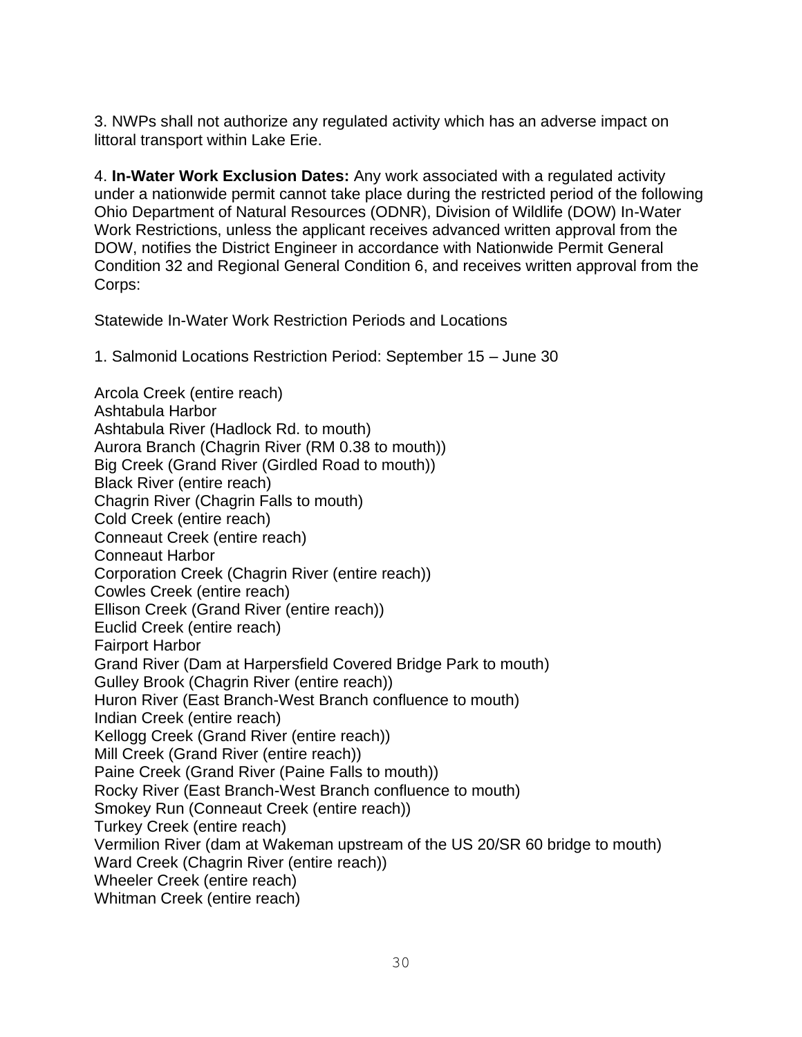3. NWPs shall not authorize any regulated activity which has an adverse impact on littoral transport within Lake Erie.

4. **In-Water Work Exclusion Dates:** Any work associated with a regulated activity under a nationwide permit cannot take place during the restricted period of the following Ohio Department of Natural Resources (ODNR), Division of Wildlife (DOW) In-Water Work Restrictions, unless the applicant receives advanced written approval from the DOW, notifies the District Engineer in accordance with Nationwide Permit General Condition 32 and Regional General Condition 6, and receives written approval from the Corps:

Statewide In-Water Work Restriction Periods and Locations

1. Salmonid Locations Restriction Period: September 15 – June 30

Arcola Creek (entire reach)
Ashtabula Harbor
Ashtabula River (Hadlock Rd. to mouth)
Aurora Branch (Chagrin River (RM 0.38 to mouth))
Big Creek (Grand River (Girdled Road to mouth))
Black River (entire reach)
Chagrin River (Chagrin Falls to mouth)
Cold Creek (entire reach)
Conneaut Creek (entire reach)
Conneaut Harbor
Corporation Creek (Chagrin River (entire reach))
Cowles Creek (entire reach)
Ellison Creek (Grand River (entire reach))
Euclid Creek (entire reach)
Fairport Harbor
Grand River (Dam at Harpersfield Covered Bridge Park to mouth)
Gulley Brook (Chagrin River (entire reach))
Huron River (East Branch-West Branch confluence to mouth)
Indian Creek (entire reach)
Kellogg Creek (Grand River (entire reach))
Mill Creek (Grand River (entire reach))
Paine Creek (Grand River (Paine Falls to mouth))
Rocky River (East Branch-West Branch confluence to mouth)
Smokey Run (Conneaut Creek (entire reach))
Turkey Creek (entire reach)
Vermilion River (dam at Wakeman upstream of the US 20/SR 60 bridge to mouth)
Ward Creek (Chagrin River (entire reach))
Wheeler Creek (entire reach)
Whitman Creek (entire reach)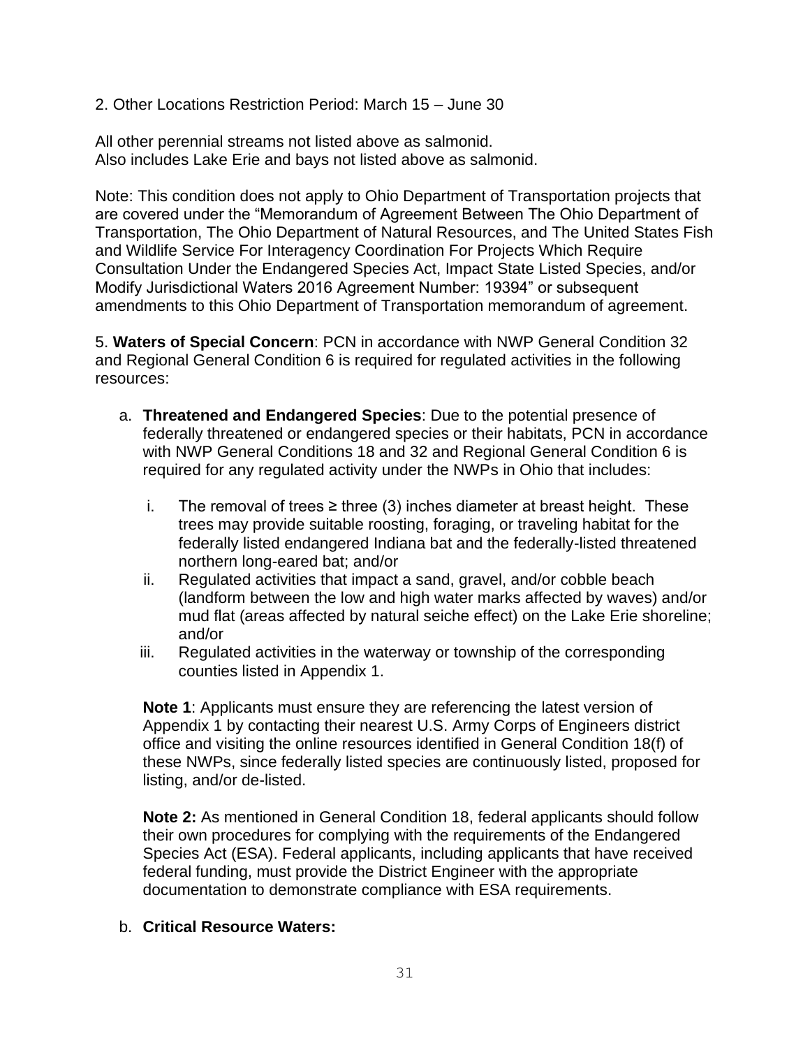2. Other Locations Restriction Period: March 15 – June 30

All other perennial streams not listed above as salmonid.
Also includes Lake Erie and bays not listed above as salmonid.

Note: This condition does not apply to Ohio Department of Transportation projects that are covered under the “Memorandum of Agreement Between The Ohio Department of Transportation, The Ohio Department of Natural Resources, and The United States Fish and Wildlife Service For Interagency Coordination For Projects Which Require Consultation Under the Endangered Species Act, Impact State Listed Species, and/or Modify Jurisdictional Waters 2016 Agreement Number: 19394” or subsequent amendments to this Ohio Department of Transportation memorandum of agreement.

5. **Waters of Special Concern**: PCN in accordance with NWP General Condition 32 and Regional General Condition 6 is required for regulated activities in the following resources:

a. **Threatened and Endangered Species**: Due to the potential presence of federally threatened or endangered species or their habitats, PCN in accordance with NWP General Conditions 18 and 32 and Regional General Condition 6 is required for any regulated activity under the NWPs in Ohio that includes:

   i. The removal of trees ≥ three (3) inches diameter at breast height. These trees may provide suitable roosting, foraging, or traveling habitat for the federally listed endangered Indiana bat and the federally-listed threatened northern long-eared bat; and/or
   
   ii. Regulated activities that impact a sand, gravel, and/or cobble beach (landform between the low and high water marks affected by waves) and/or mud flat (areas affected by natural seiche effect) on the Lake Erie shoreline; and/or
   
   iii. Regulated activities in the waterway or township of the corresponding counties listed in Appendix 1.

   **Note 1**: Applicants must ensure they are referencing the latest version of Appendix 1 by contacting their nearest U.S. Army Corps of Engineers district office and visiting the online resources identified in General Condition 18(f) of these NWPs, since federally listed species are continuously listed, proposed for listing, and/or de-listed.

   **Note 2:** As mentioned in General Condition 18, federal applicants should follow their own procedures for complying with the requirements of the Endangered Species Act (ESA). Federal applicants, including applicants that have received federal funding, must provide the District Engineer with the appropriate documentation to demonstrate compliance with ESA requirements.

b. **Critical Resource Waters:**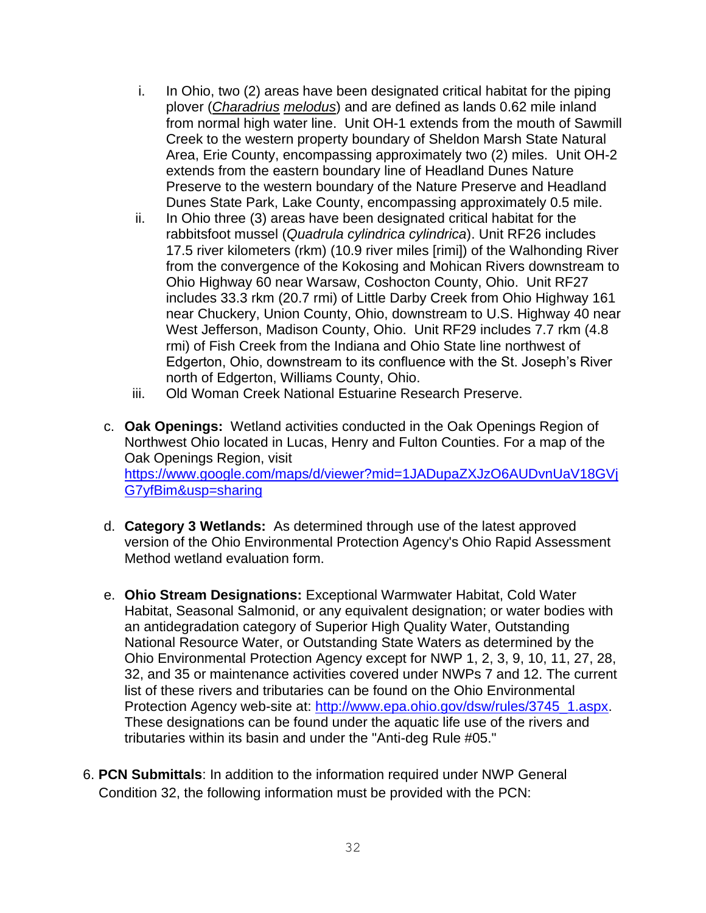i. In Ohio, two (2) areas have been designated critical habitat for the piping plover (*Charadrius melodus*) and are defined as lands 0.62 mile inland from normal high water line. Unit OH-1 extends from the mouth of Sawmill Creek to the western property boundary of Sheldon Marsh State Natural Area, Erie County, encompassing approximately two (2) miles. Unit OH-2 extends from the eastern boundary line of Headland Dunes Nature Preserve to the western boundary of the Nature Preserve and Headland Dunes State Park, Lake County, encompassing approximately 0.5 mile.

ii. In Ohio three (3) areas have been designated critical habitat for the rabbitsfoot mussel (*Quadrula cylindrica cylindrica*). Unit RF26 includes 17.5 river kilometers (rkm) (10.9 river miles [rimi]) of the Walhonding River from the convergence of the Kokosing and Mohican Rivers downstream to Ohio Highway 60 near Warsaw, Coshocton County, Ohio. Unit RF27 includes 33.3 rkm (20.7 rmi) of Little Darby Creek from Ohio Highway 161 near Chuckery, Union County, Ohio, downstream to U.S. Highway 40 near West Jefferson, Madison County, Ohio. Unit RF29 includes 7.7 rkm (4.8 rmi) of Fish Creek from the Indiana and Ohio State line northwest of Edgerton, Ohio, downstream to its confluence with the St. Joseph's River north of Edgerton, Williams County, Ohio.

iii. Old Woman Creek National Estuarine Research Preserve.

c. **Oak Openings:** Wetland activities conducted in the Oak Openings Region of Northwest Ohio located in Lucas, Henry and Fulton Counties. For a map of the Oak Openings Region, visit https://www.google.com/maps/d/viewer?mid=1JADupaZXJzO6AUDvnUaV18GVjG7yfBim&usp=sharing

d. **Category 3 Wetlands:** As determined through use of the latest approved version of the Ohio Environmental Protection Agency's Ohio Rapid Assessment Method wetland evaluation form.

e. **Ohio Stream Designations:** Exceptional Warmwater Habitat, Cold Water Habitat, Seasonal Salmonid, or any equivalent designation; or water bodies with an antidegradation category of Superior High Quality Water, Outstanding National Resource Water, or Outstanding State Waters as determined by the Ohio Environmental Protection Agency except for NWP 1, 2, 3, 9, 10, 11, 27, 28, 32, and 35 or maintenance activities covered under NWPs 7 and 12. The current list of these rivers and tributaries can be found on the Ohio Environmental Protection Agency web-site at: http://www.epa.ohio.gov/dsw/rules/3745_1.aspx. These designations can be found under the aquatic life use of the rivers and tributaries within its basin and under the "Anti-deg Rule #05."

6. **PCN Submittals**: In addition to the information required under NWP General Condition 32, the following information must be provided with the PCN: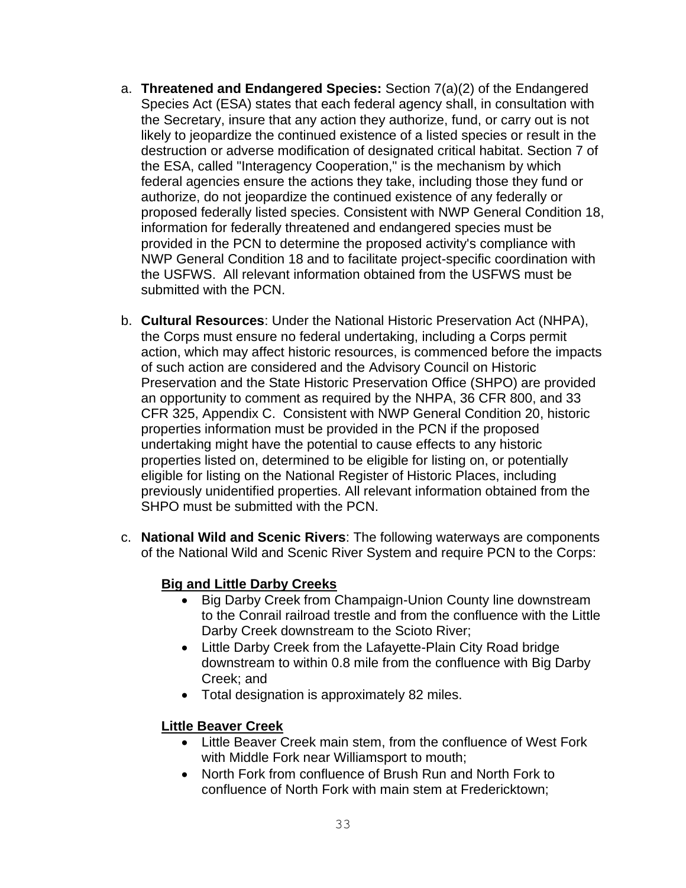a. **Threatened and Endangered Species:** Section 7(a)(2) of the Endangered Species Act (ESA) states that each federal agency shall, in consultation with the Secretary, insure that any action they authorize, fund, or carry out is not likely to jeopardize the continued existence of a listed species or result in the destruction or adverse modification of designated critical habitat. Section 7 of the ESA, called "Interagency Cooperation," is the mechanism by which federal agencies ensure the actions they take, including those they fund or authorize, do not jeopardize the continued existence of any federally or proposed federally listed species. Consistent with NWP General Condition 18, information for federally threatened and endangered species must be provided in the PCN to determine the proposed activity's compliance with NWP General Condition 18 and to facilitate project-specific coordination with the USFWS. All relevant information obtained from the USFWS must be submitted with the PCN.

b. **Cultural Resources**: Under the National Historic Preservation Act (NHPA), the Corps must ensure no federal undertaking, including a Corps permit action, which may affect historic resources, is commenced before the impacts of such action are considered and the Advisory Council on Historic Preservation and the State Historic Preservation Office (SHPO) are provided an opportunity to comment as required by the NHPA, 36 CFR 800, and 33 CFR 325, Appendix C. Consistent with NWP General Condition 20, historic properties information must be provided in the PCN if the proposed undertaking might have the potential to cause effects to any historic properties listed on, determined to be eligible for listing on, or potentially eligible for listing on the National Register of Historic Places, including previously unidentified properties. All relevant information obtained from the SHPO must be submitted with the PCN.

c. **National Wild and Scenic Rivers**: The following waterways are components of the National Wild and Scenic River System and require PCN to the Corps:

**Big and Little Darby Creeks**

- Big Darby Creek from Champaign-Union County line downstream to the Conrail railroad trestle and from the confluence with the Little Darby Creek downstream to the Scioto River;
- Little Darby Creek from the Lafayette-Plain City Road bridge downstream to within 0.8 mile from the confluence with Big Darby Creek; and
- Total designation is approximately 82 miles.

**Little Beaver Creek**

- Little Beaver Creek main stem, from the confluence of West Fork with Middle Fork near Williamsport to mouth;
- North Fork from confluence of Brush Run and North Fork to confluence of North Fork with main stem at Fredericktown;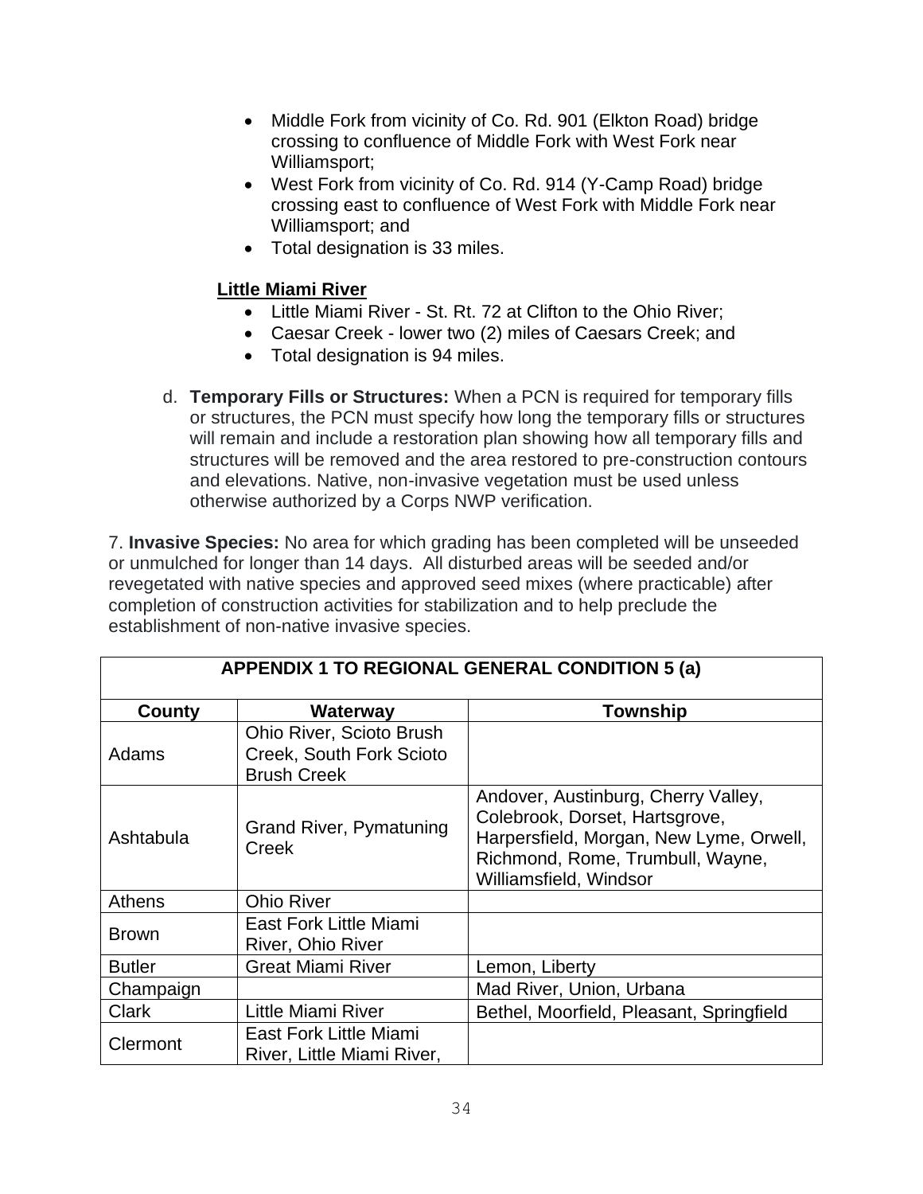- Middle Fork from vicinity of Co. Rd. 901 (Elkton Road) bridge crossing to confluence of Middle Fork with West Fork near Williamsport;
- West Fork from vicinity of Co. Rd. 914 (Y-Camp Road) bridge crossing east to confluence of West Fork with Middle Fork near Williamsport; and
- Total designation is 33 miles.

**Little Miami River**

- Little Miami River - St. Rt. 72 at Clifton to the Ohio River;
- Caesar Creek - lower two (2) miles of Caesars Creek; and
- Total designation is 94 miles.

d. **Temporary Fills or Structures:** When a PCN is required for temporary fills or structures, the PCN must specify how long the temporary fills or structures will remain and include a restoration plan showing how all temporary fills and structures will be removed and the area restored to pre-construction contours and elevations. Native, non-invasive vegetation must be used unless otherwise authorized by a Corps NWP verification.

7. **Invasive Species:** No area for which grading has been completed will be unseeded or unmulched for longer than 14 days. All disturbed areas will be seeded and/or revegetated with native species and approved seed mixes (where practicable) after completion of construction activities for stabilization and to help preclude the establishment of non-native invasive species.

| APPENDIX 1 TO REGIONAL GENERAL CONDITION 5 (a) | | |
|---|---|---|
| **County** | **Waterway** | **Township** |
| Adams | Ohio River, Scioto Brush Creek, South Fork Scioto Brush Creek | |
| Ashtabula | Grand River, Pymatuning Creek | Andover, Austinburg, Cherry Valley, Colebrook, Dorset, Hartsgrove, Harpersfield, Morgan, New Lyme, Orwell, Richmond, Rome, Trumbull, Wayne, Williamsfield, Windsor |
| Athens | Ohio River | |
| Brown | East Fork Little Miami River, Ohio River | |
| Butler | Great Miami River | Lemon, Liberty |
| Champaign | | Mad River, Union, Urbana |
| Clark | Little Miami River | Bethel, Moorfield, Pleasant, Springfield |
| Clermont | East Fork Little Miami River, Little Miami River, | |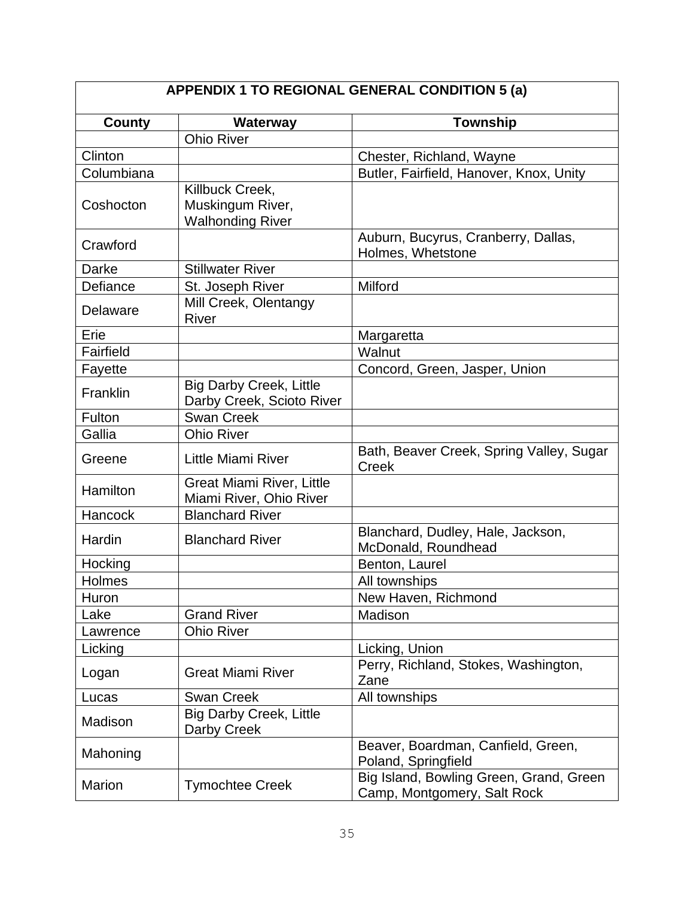| APPENDIX 1 TO REGIONAL GENERAL CONDITION 5 (a) | | |
|---|---|---|
| **County** | **Waterway** | **Township** |
| | Ohio River | |
| Clinton | | Chester, Richland, Wayne |
| Columbiana | | Butler, Fairfield, Hanover, Knox, Unity |
| Coshocton | Killbuck Creek, Muskingum River, Walhonding River | |
| Crawford | | Auburn, Bucyrus, Cranberry, Dallas, Holmes, Whetstone |
| Darke | Stillwater River | |
| Defiance | St. Joseph River | Milford |
| Delaware | Mill Creek, Olentangy River | |
| Erie | | Margaretta |
| Fairfield | | Walnut |
| Fayette | | Concord, Green, Jasper, Union |
| Franklin | Big Darby Creek, Little Darby Creek, Scioto River | |
| Fulton | Swan Creek | |
| Gallia | Ohio River | |
| Greene | Little Miami River | Bath, Beaver Creek, Spring Valley, Sugar Creek |
| Hamilton | Great Miami River, Little Miami River, Ohio River | |
| Hancock | Blanchard River | |
| Hardin | Blanchard River | Blanchard, Dudley, Hale, Jackson, McDonald, Roundhead |
| Hocking | | Benton, Laurel |
| Holmes | | All townships |
| Huron | | New Haven, Richmond |
| Lake | Grand River | Madison |
| Lawrence | Ohio River | |
| Licking | | Licking, Union |
| Logan | Great Miami River | Perry, Richland, Stokes, Washington, Zane |
| Lucas | Swan Creek | All townships |
| Madison | Big Darby Creek, Little Darby Creek | |
| Mahoning | | Beaver, Boardman, Canfield, Green, Poland, Springfield |
| Marion | Tymochtee Creek | Big Island, Bowling Green, Grand, Green Camp, Montgomery, Salt Rock |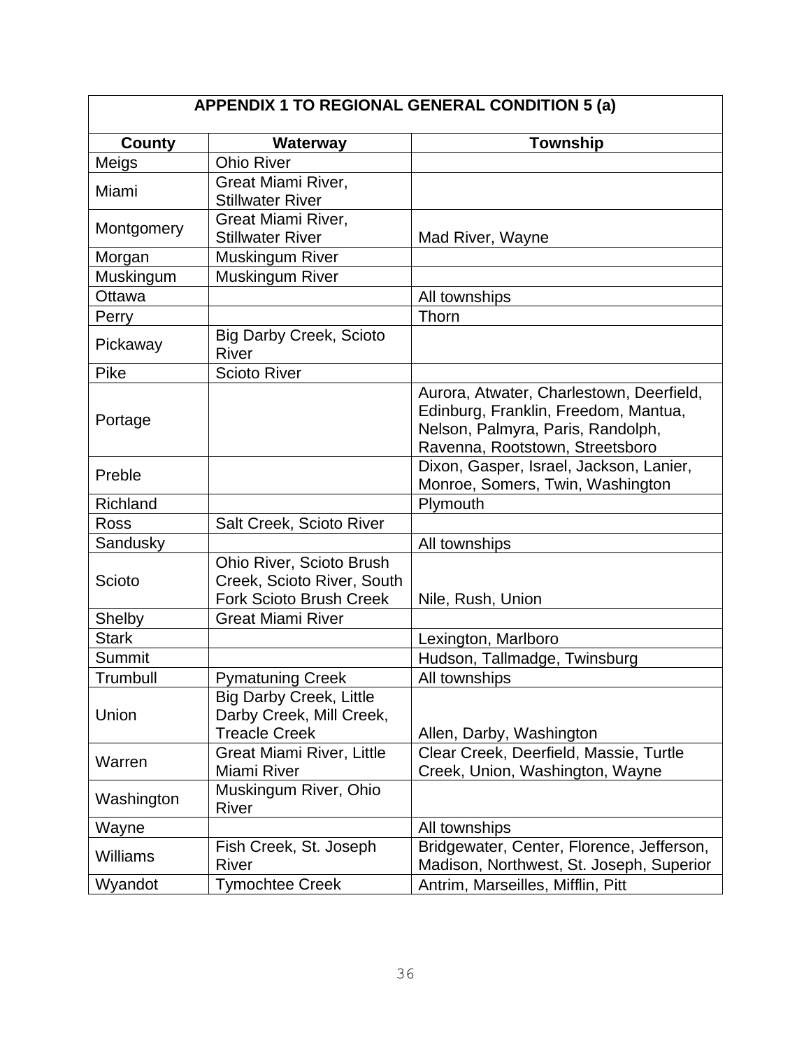| APPENDIX 1 TO REGIONAL GENERAL CONDITION 5 (a) | | |
|---|---|---|
| **County** | **Waterway** | **Township** |
| Meigs | Ohio River | |
| Miami | Great Miami River, Stillwater River | |
| Montgomery | Great Miami River, Stillwater River | Mad River, Wayne |
| Morgan | Muskingum River | |
| Muskingum | Muskingum River | |
| Ottawa | | All townships |
| Perry | | Thorn |
| Pickaway | Big Darby Creek, Scioto River | |
| Pike | Scioto River | |
| Portage | | Aurora, Atwater, Charlestown, Deerfield, Edinburg, Franklin, Freedom, Mantua, Nelson, Palmyra, Paris, Randolph, Ravenna, Rootstown, Streetsboro |
| Preble | | Dixon, Gasper, Israel, Jackson, Lanier, Monroe, Somers, Twin, Washington |
| Richland | | Plymouth |
| Ross | Salt Creek, Scioto River | |
| Sandusky | | All townships |
| Scioto | Ohio River, Scioto Brush Creek, Scioto River, South Fork Scioto Brush Creek | Nile, Rush, Union |
| Shelby | Great Miami River | |
| Stark | | Lexington, Marlboro |
| Summit | | Hudson, Tallmadge, Twinsburg |
| Trumbull | Pymatuning Creek | All townships |
| Union | Big Darby Creek, Little Darby Creek, Mill Creek, Treacle Creek | Allen, Darby, Washington |
| Warren | Great Miami River, Little Miami River | Clear Creek, Deerfield, Massie, Turtle Creek, Union, Washington, Wayne |
| Washington | Muskingum River, Ohio River | |
| Wayne | | All townships |
| Williams | Fish Creek, St. Joseph River | Bridgewater, Center, Florence, Jefferson, Madison, Northwest, St. Joseph, Superior |
| Wyandot | Tymochtee Creek | Antrim, Marseilles, Mifflin, Pitt |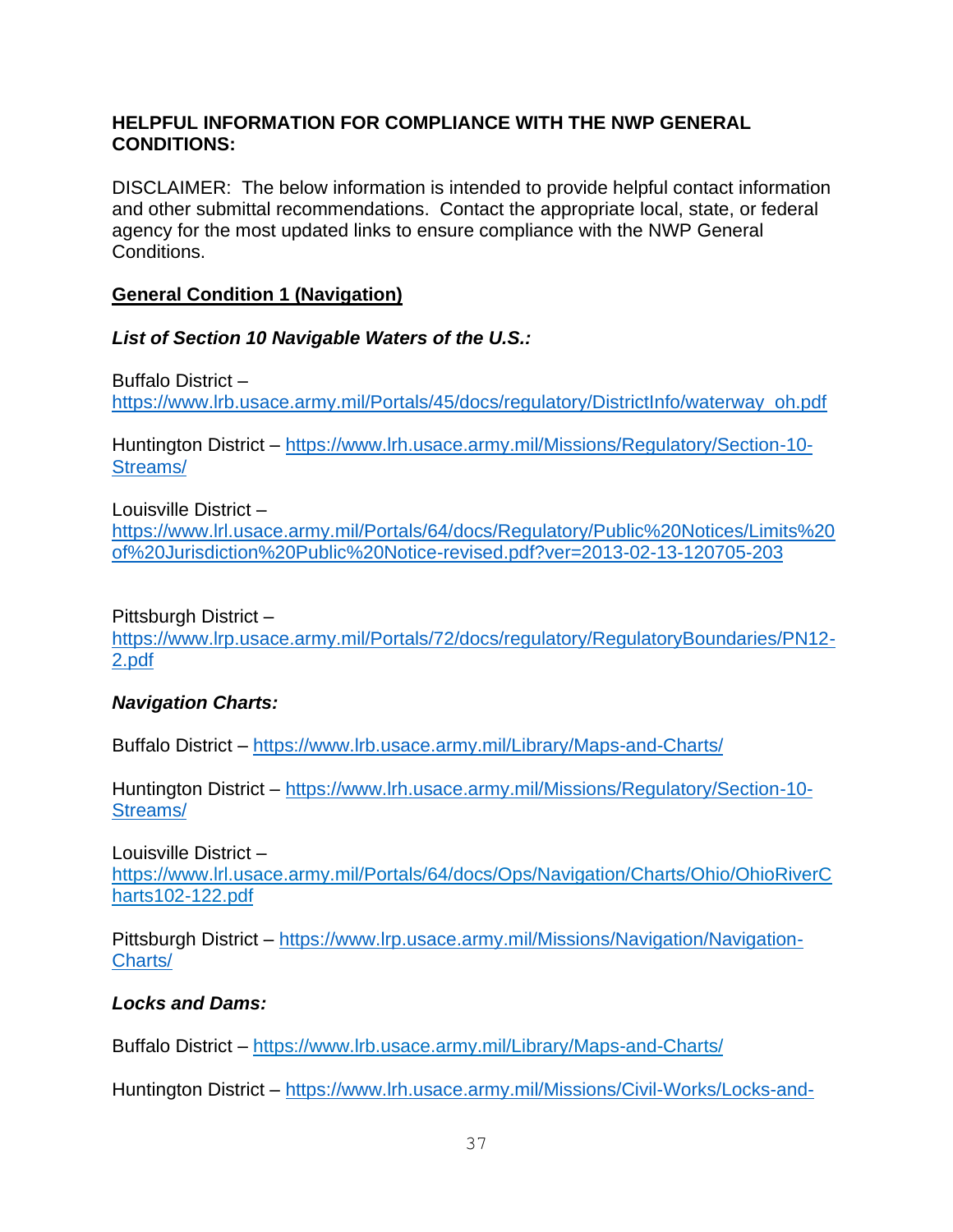**HELPFUL INFORMATION FOR COMPLIANCE WITH THE NWP GENERAL CONDITIONS:**

DISCLAIMER: The below information is intended to provide helpful contact information and other submittal recommendations. Contact the appropriate local, state, or federal agency for the most updated links to ensure compliance with the NWP General Conditions.

**General Condition 1 (Navigation)**

***List of Section 10 Navigable Waters of the U.S.:***

Buffalo District – https://www.lrb.usace.army.mil/Portals/45/docs/regulatory/DistrictInfo/waterway_oh.pdf

Huntington District – https://www.lrh.usace.army.mil/Missions/Regulatory/Section-10-Streams/

Louisville District – https://www.lrl.usace.army.mil/Portals/64/docs/Regulatory/Public%20Notices/Limits%20of%20Jurisdiction%20Public%20Notice-revised.pdf?ver=2013-02-13-120705-203

Pittsburgh District – https://www.lrp.usace.army.mil/Portals/72/docs/regulatory/RegulatoryBoundaries/PN12-2.pdf

***Navigation Charts:***

Buffalo District – https://www.lrb.usace.army.mil/Library/Maps-and-Charts/

Huntington District – https://www.lrh.usace.army.mil/Missions/Regulatory/Section-10-Streams/

Louisville District – https://www.lrl.usace.army.mil/Portals/64/docs/Ops/Navigation/Charts/Ohio/OhioRiverCharts102-122.pdf

Pittsburgh District – https://www.lrp.usace.army.mil/Missions/Navigation/Navigation-Charts/

***Locks and Dams:***

Buffalo District – https://www.lrb.usace.army.mil/Library/Maps-and-Charts/

Huntington District – https://www.lrh.usace.army.mil/Missions/Civil-Works/Locks-and-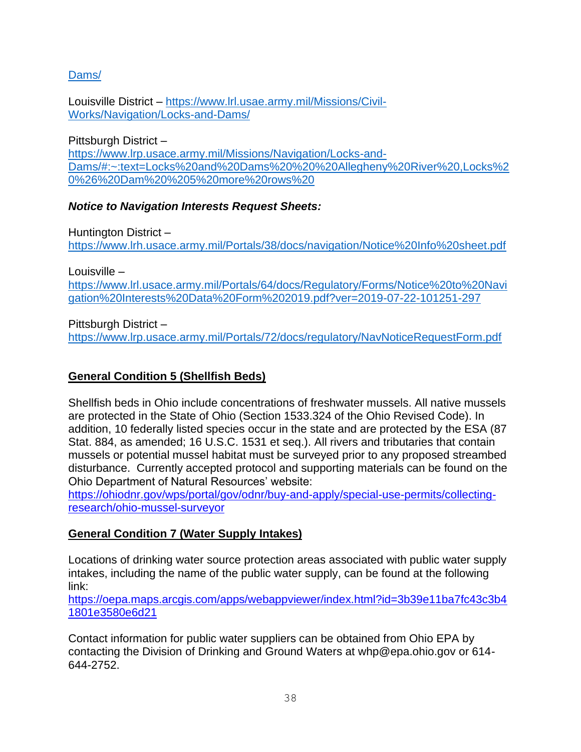Dams/

Louisville District – https://www.lrl.usae.army.mil/Missions/Civil-Works/Navigation/Locks-and-Dams/

Pittsburgh District – https://www.lrp.usace.army.mil/Missions/Navigation/Locks-and-Dams/#:~:text=Locks%20and%20Dams%20%20%20Allegheny%20River%20,Locks%20%26%20Dam%20%205%20more%20rows%20

***Notice to Navigation Interests Request Sheets:***

Huntington District – https://www.lrh.usace.army.mil/Portals/38/docs/navigation/Notice%20Info%20sheet.pdf

Louisville – https://www.lrl.usace.army.mil/Portals/64/docs/Regulatory/Forms/Notice%20to%20Navigation%20Interests%20Data%20Form%202019.pdf?ver=2019-07-22-101251-297

Pittsburgh District – https://www.lrp.usace.army.mil/Portals/72/docs/regulatory/NavNoticeRequestForm.pdf

**<u>General Condition 5 (Shellfish Beds)</u>**

Shellfish beds in Ohio include concentrations of freshwater mussels. All native mussels are protected in the State of Ohio (Section 1533.324 of the Ohio Revised Code). In addition, 10 federally listed species occur in the state and are protected by the ESA (87 Stat. 884, as amended; 16 U.S.C. 1531 et seq.). All rivers and tributaries that contain mussels or potential mussel habitat must be surveyed prior to any proposed streambed disturbance. Currently accepted protocol and supporting materials can be found on the Ohio Department of Natural Resources' website: https://ohiodnr.gov/wps/portal/gov/odnr/buy-and-apply/special-use-permits/collecting-research/ohio-mussel-surveyor

**<u>General Condition 7 (Water Supply Intakes)</u>**

Locations of drinking water source protection areas associated with public water supply intakes, including the name of the public water supply, can be found at the following link:
https://oepa.maps.arcgis.com/apps/webappviewer/index.html?id=3b39e11ba7fc43c3b41801e3580e6d21

Contact information for public water suppliers can be obtained from Ohio EPA by contacting the Division of Drinking and Ground Waters at whp@epa.ohio.gov or 614-644-2752.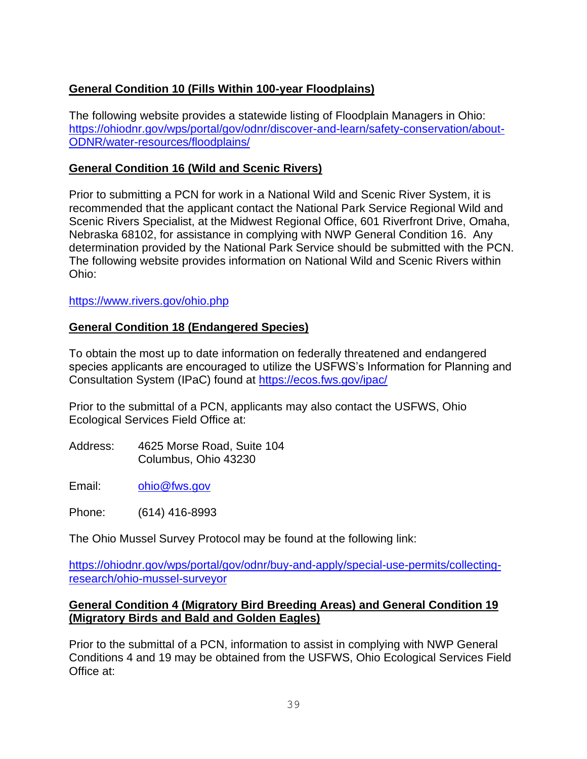**General Condition 10 (Fills Within 100-year Floodplains)**

The following website provides a statewide listing of Floodplain Managers in Ohio: https://ohiodnr.gov/wps/portal/gov/odnr/discover-and-learn/safety-conservation/about-ODNR/water-resources/floodplains/

**General Condition 16 (Wild and Scenic Rivers)**

Prior to submitting a PCN for work in a National Wild and Scenic River System, it is recommended that the applicant contact the National Park Service Regional Wild and Scenic Rivers Specialist, at the Midwest Regional Office, 601 Riverfront Drive, Omaha, Nebraska 68102, for assistance in complying with NWP General Condition 16. Any determination provided by the National Park Service should be submitted with the PCN. The following website provides information on National Wild and Scenic Rivers within Ohio:

https://www.rivers.gov/ohio.php

**General Condition 18 (Endangered Species)**

To obtain the most up to date information on federally threatened and endangered species applicants are encouraged to utilize the USFWS's Information for Planning and Consultation System (IPaC) found at https://ecos.fws.gov/ipac/

Prior to the submittal of a PCN, applicants may also contact the USFWS, Ohio Ecological Services Field Office at:

Address: 4625 Morse Road, Suite 104
Columbus, Ohio 43230

Email: ohio@fws.gov

Phone: (614) 416-8993

The Ohio Mussel Survey Protocol may be found at the following link:

https://ohiodnr.gov/wps/portal/gov/odnr/buy-and-apply/special-use-permits/collecting-research/ohio-mussel-surveyor

**General Condition 4 (Migratory Bird Breeding Areas) and General Condition 19 (Migratory Birds and Bald and Golden Eagles)**

Prior to the submittal of a PCN, information to assist in complying with NWP General Conditions 4 and 19 may be obtained from the USFWS, Ohio Ecological Services Field Office at: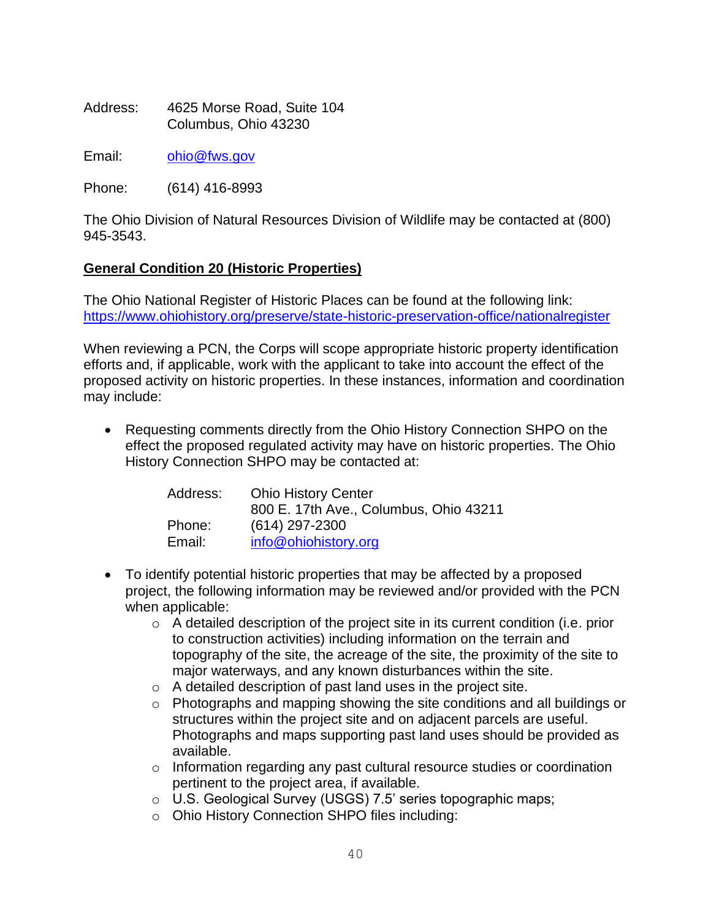Address: 4625 Morse Road, Suite 104
Columbus, Ohio 43230

Email: ohio@fws.gov

Phone: (614) 416-8993

The Ohio Division of Natural Resources Division of Wildlife may be contacted at (800) 945-3543.

**General Condition 20 (Historic Properties)**

The Ohio National Register of Historic Places can be found at the following link: https://www.ohiohistory.org/preserve/state-historic-preservation-office/nationalregister

When reviewing a PCN, the Corps will scope appropriate historic property identification efforts and, if applicable, work with the applicant to take into account the effect of the proposed activity on historic properties. In these instances, information and coordination may include:

- Requesting comments directly from the Ohio History Connection SHPO on the effect the proposed regulated activity may have on historic properties. The Ohio History Connection SHPO may be contacted at:

  Address: Ohio History Center
  800 E. 17th Ave., Columbus, Ohio 43211
  Phone: (614) 297-2300
  Email: info@ohiohistory.org

- To identify potential historic properties that may be affected by a proposed project, the following information may be reviewed and/or provided with the PCN when applicable:
  - A detailed description of the project site in its current condition (i.e. prior to construction activities) including information on the terrain and topography of the site, the acreage of the site, the proximity of the site to major waterways, and any known disturbances within the site.
  - A detailed description of past land uses in the project site.
  - Photographs and mapping showing the site conditions and all buildings or structures within the project site and on adjacent parcels are useful. Photographs and maps supporting past land uses should be provided as available.
  - Information regarding any past cultural resource studies or coordination pertinent to the project area, if available.
  - U.S. Geological Survey (USGS) 7.5' series topographic maps;
  - Ohio History Connection SHPO files including: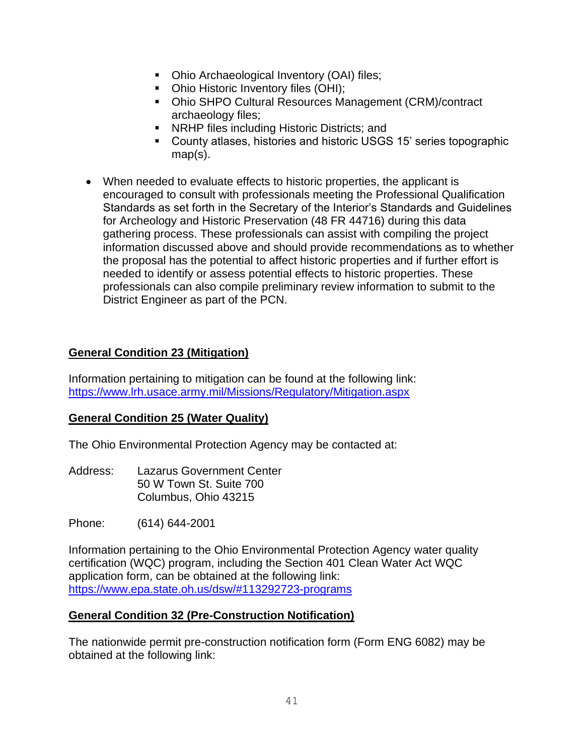- Ohio Archaeological Inventory (OAI) files;
  - Ohio Historic Inventory files (OHI);
  - Ohio SHPO Cultural Resources Management (CRM)/contract archaeology files;
  - NRHP files including Historic Districts; and
  - County atlases, histories and historic USGS 15' series topographic map(s).

- When needed to evaluate effects to historic properties, the applicant is encouraged to consult with professionals meeting the Professional Qualification Standards as set forth in the Secretary of the Interior's Standards and Guidelines for Archeology and Historic Preservation (48 FR 44716) during this data gathering process. These professionals can assist with compiling the project information discussed above and should provide recommendations as to whether the proposal has the potential to affect historic properties and if further effort is needed to identify or assess potential effects to historic properties. These professionals can also compile preliminary review information to submit to the District Engineer as part of the PCN.

**General Condition 23 (Mitigation)**

Information pertaining to mitigation can be found at the following link:
https://www.lrh.usace.army.mil/Missions/Regulatory/Mitigation.aspx

**General Condition 25 (Water Quality)**

The Ohio Environmental Protection Agency may be contacted at:

Address: Lazarus Government Center
50 W Town St. Suite 700
Columbus, Ohio 43215

Phone: (614) 644-2001

Information pertaining to the Ohio Environmental Protection Agency water quality certification (WQC) program, including the Section 401 Clean Water Act WQC application form, can be obtained at the following link:
https://www.epa.state.oh.us/dsw/#113292723-programs

**General Condition 32 (Pre-Construction Notification)**

The nationwide permit pre-construction notification form (Form ENG 6082) may be obtained at the following link: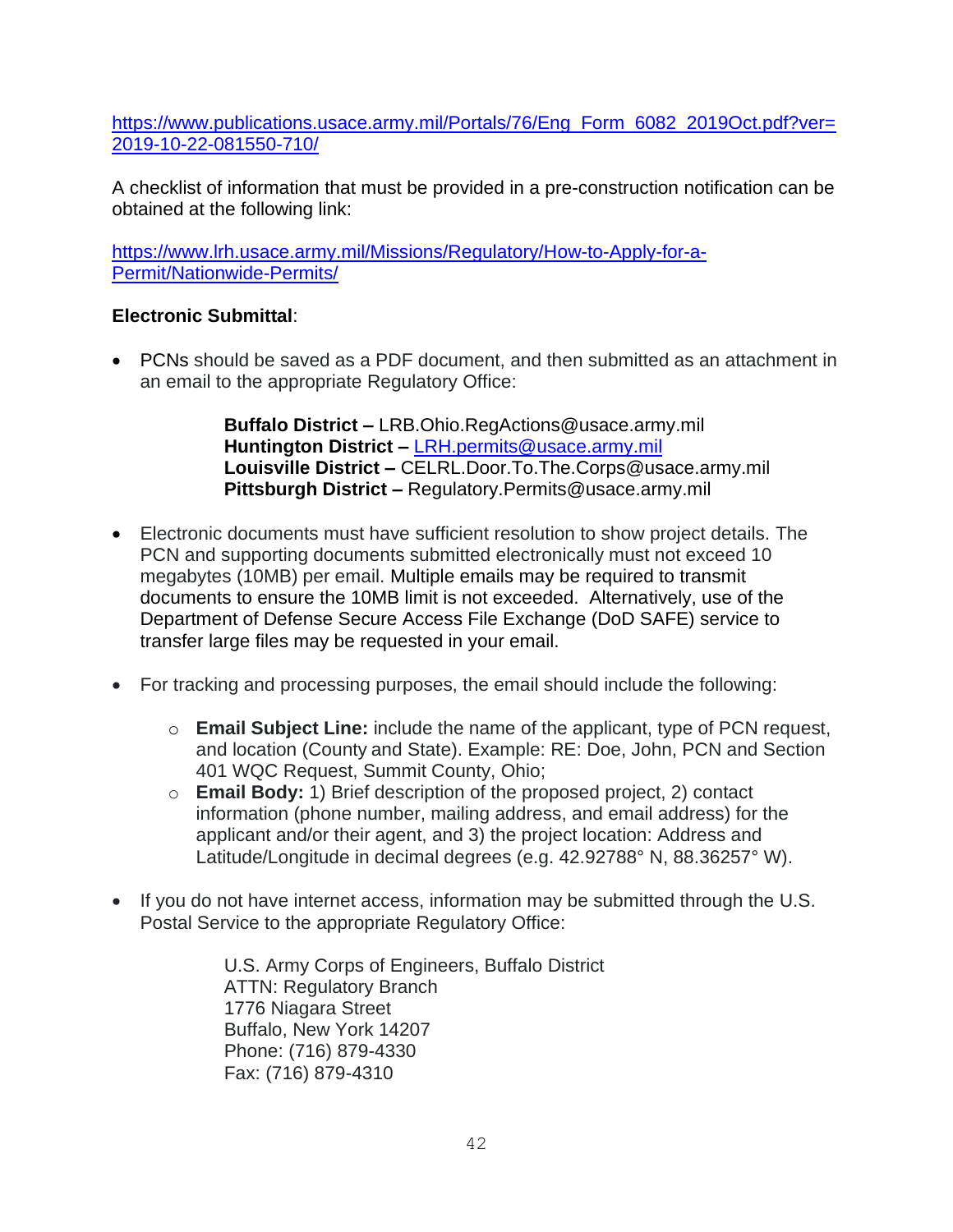https://www.publications.usace.army.mil/Portals/76/Eng_Form_6082_2019Oct.pdf?ver=2019-10-22-081550-710/

A checklist of information that must be provided in a pre-construction notification can be obtained at the following link:

https://www.lrh.usace.army.mil/Missions/Regulatory/How-to-Apply-for-a-Permit/Nationwide-Permits/

**Electronic Submittal**:

- PCNs should be saved as a PDF document, and then submitted as an attachment in an email to the appropriate Regulatory Office:

  **Buffalo District –** LRB.Ohio.RegActions@usace.army.mil
  **Huntington District –** LRH.permits@usace.army.mil
  **Louisville District –** CELRL.Door.To.The.Corps@usace.army.mil
  **Pittsburgh District –** Regulatory.Permits@usace.army.mil

- Electronic documents must have sufficient resolution to show project details. The PCN and supporting documents submitted electronically must not exceed 10 megabytes (10MB) per email. Multiple emails may be required to transmit documents to ensure the 10MB limit is not exceeded. Alternatively, use of the Department of Defense Secure Access File Exchange (DoD SAFE) service to transfer large files may be requested in your email.

- For tracking and processing purposes, the email should include the following:
  - **Email Subject Line:** include the name of the applicant, type of PCN request, and location (County and State). Example: RE: Doe, John, PCN and Section 401 WQC Request, Summit County, Ohio;
  - **Email Body:** 1) Brief description of the proposed project, 2) contact information (phone number, mailing address, and email address) for the applicant and/or their agent, and 3) the project location: Address and Latitude/Longitude in decimal degrees (e.g. 42.92788° N, 88.36257° W).

- If you do not have internet access, information may be submitted through the U.S. Postal Service to the appropriate Regulatory Office:

  U.S. Army Corps of Engineers, Buffalo District
  ATTN: Regulatory Branch
  1776 Niagara Street
  Buffalo, New York 14207
  Phone: (716) 879-4330
  Fax: (716) 879-4310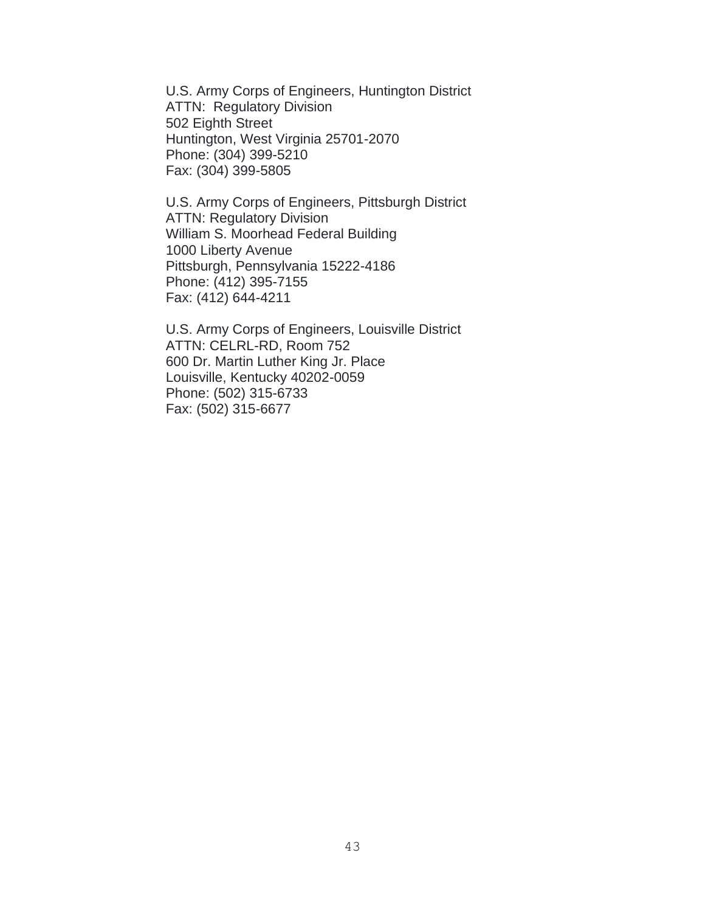U.S. Army Corps of Engineers, Huntington District
ATTN: Regulatory Division
502 Eighth Street
Huntington, West Virginia 25701-2070
Phone: (304) 399-5210
Fax: (304) 399-5805

U.S. Army Corps of Engineers, Pittsburgh District
ATTN: Regulatory Division
William S. Moorhead Federal Building
1000 Liberty Avenue
Pittsburgh, Pennsylvania 15222-4186
Phone: (412) 395-7155
Fax: (412) 644-4211

U.S. Army Corps of Engineers, Louisville District
ATTN: CELRL-RD, Room 752
600 Dr. Martin Luther King Jr. Place
Louisville, Kentucky 40202-0059
Phone: (502) 315-6733
Fax: (502) 315-6677